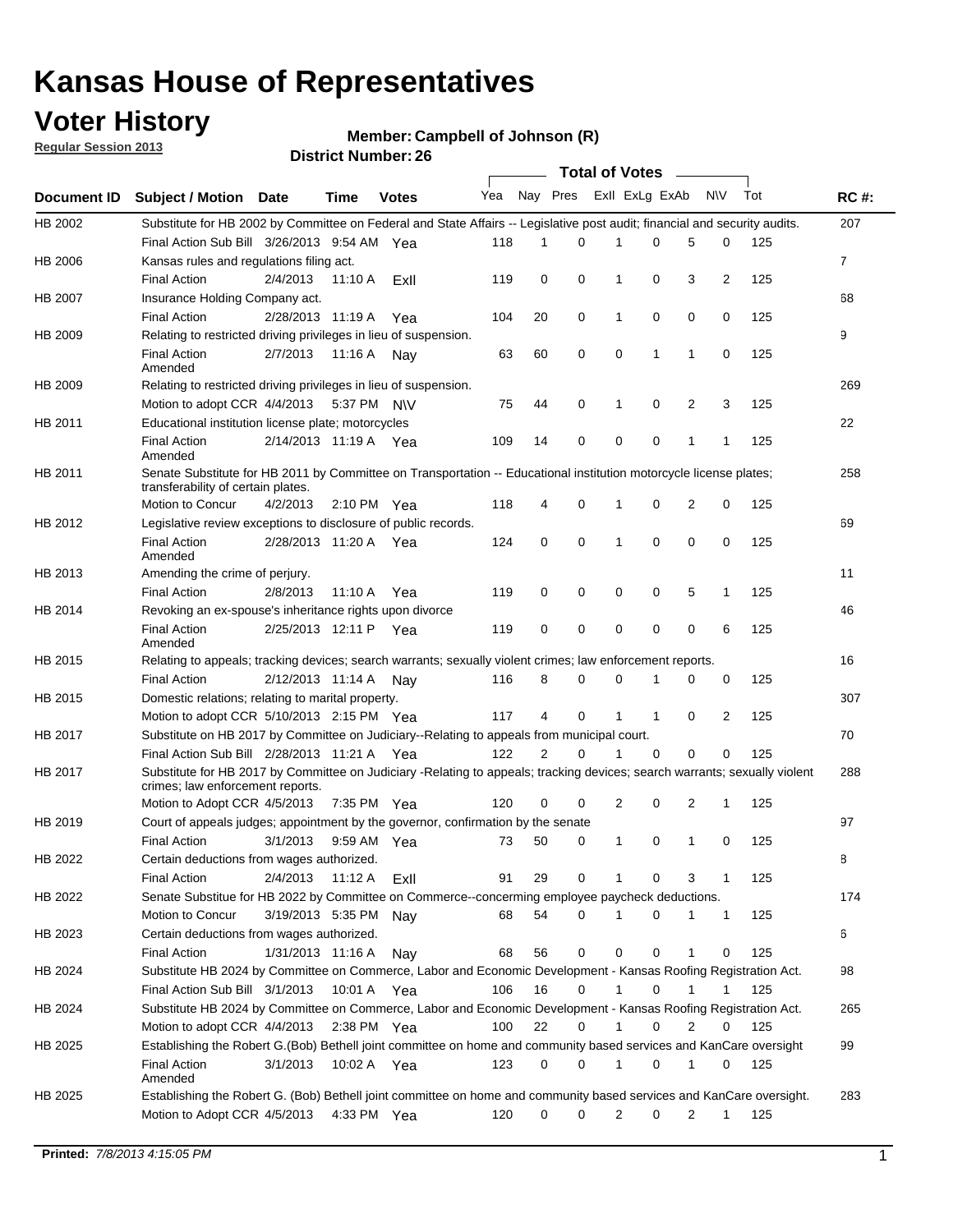# Kansas House of Representatives

## Voter History

**Regular Session 2013**

**Member: Campbell of Johnson (R)**

**District Number: 26**

| Document ID | Subject / Motion | Date | Time | Votes | Yea | Nay | Pres | ExII | ExLg | ExAb | N\V | Tot | RC #: |
|---|---|---|---|---|---|---|---|---|---|---|---|---|---|
| HB 2002 | Substitute for HB 2002 by Committee on Federal and State Affairs -- Legislative post audit; financial and security audits. | | | | | | | | | | | | 207 |
| | Final Action Sub Bill | 3/26/2013 | 9:54 AM | Yea | 118 | 1 | 0 | 1 | 0 | 5 | 0 | 125 | |
| HB 2006 | Kansas rules and regulations filing act. | | | | | | | | | | | | 7 |
| | Final Action | 2/4/2013 | 11:10 A | ExII | 119 | 0 | 0 | 1 | 0 | 3 | 2 | 125 | |
| HB 2007 | Insurance Holding Company act. | | | | | | | | | | | | 68 |
| | Final Action | 2/28/2013 | 11:19 A | Yea | 104 | 20 | 0 | 1 | 0 | 0 | 0 | 125 | |
| HB 2009 | Relating to restricted driving privileges in lieu of suspension. | | | | | | | | | | | | 9 |
| | Final Action Amended | 2/7/2013 | 11:16 A | Nay | 63 | 60 | 0 | 0 | 1 | 1 | 0 | 125 | |
| HB 2009 | Relating to restricted driving privileges in lieu of suspension. | | | | | | | | | | | | 269 |
| | Motion to adopt CCR | 4/4/2013 | 5:37 PM | N\V | 75 | 44 | 0 | 1 | 0 | 2 | 3 | 125 | |
| HB 2011 | Educational institution license plate; motorcycles | | | | | | | | | | | | 22 |
| | Final Action Amended | 2/14/2013 | 11:19 A | Yea | 109 | 14 | 0 | 0 | 0 | 1 | 1 | 125 | |
| HB 2011 | Senate Substitute for HB 2011 by Committee on Transportation -- Educational institution motorcycle license plates; transferability of certain plates. | | | | | | | | | | | | 258 |
| | Motion to Concur | 4/2/2013 | 2:10 PM | Yea | 118 | 4 | 0 | 1 | 0 | 2 | 0 | 125 | |
| HB 2012 | Legislative review exceptions to disclosure of public records. | | | | | | | | | | | | 69 |
| | Final Action Amended | 2/28/2013 | 11:20 A | Yea | 124 | 0 | 0 | 1 | 0 | 0 | 0 | 125 | |
| HB 2013 | Amending the crime of perjury. | | | | | | | | | | | | 11 |
| | Final Action | 2/8/2013 | 11:10 A | Yea | 119 | 0 | 0 | 0 | 0 | 5 | 1 | 125 | |
| HB 2014 | Revoking an ex-spouse's inheritance rights upon divorce | | | | | | | | | | | | 46 |
| | Final Action Amended | 2/25/2013 | 12:11 P | Yea | 119 | 0 | 0 | 0 | 0 | 0 | 6 | 125 | |
| HB 2015 | Relating to appeals; tracking devices; search warrants; sexually violent crimes; law enforcement reports. | | | | | | | | | | | | 16 |
| | Final Action | 2/12/2013 | 11:14 A | Nay | 116 | 8 | 0 | 0 | 1 | 0 | 0 | 125 | |
| HB 2015 | Domestic relations; relating to marital property. | | | | | | | | | | | | 307 |
| | Motion to adopt CCR | 5/10/2013 | 2:15 PM | Yea | 117 | 4 | 0 | 1 | 1 | 0 | 2 | 125 | |
| HB 2017 | Substitute on HB 2017 by Committee on Judiciary--Relating to appeals from municipal court. | | | | | | | | | | | | 70 |
| | Final Action Sub Bill | 2/28/2013 | 11:21 A | Yea | 122 | 2 | 0 | 1 | 0 | 0 | 0 | 125 | |
| HB 2017 | Substitute for HB 2017 by Committee on Judiciary -Relating to appeals; tracking devices; search warrants; sexually violent crimes; law enforcement reports. | | | | | | | | | | | | 288 |
| | Motion to Adopt CCR | 4/5/2013 | 7:35 PM | Yea | 120 | 0 | 0 | 2 | 0 | 2 | 1 | 125 | |
| HB 2019 | Court of appeals judges; appointment by the governor, confirmation by the senate | | | | | | | | | | | | 97 |
| | Final Action | 3/1/2013 | 9:59 AM | Yea | 73 | 50 | 0 | 1 | 0 | 1 | 0 | 125 | |
| HB 2022 | Certain deductions from wages authorized. | | | | | | | | | | | | 8 |
| | Final Action | 2/4/2013 | 11:12 A | ExII | 91 | 29 | 0 | 1 | 0 | 3 | 1 | 125 | |
| HB 2022 | Senate Substitue for HB 2022 by Committee on Commerce--concerning employee paycheck deductions. | | | | | | | | | | | | 174 |
| | Motion to Concur | 3/19/2013 | 5:35 PM | Nay | 68 | 54 | 0 | 1 | 0 | 1 | 1 | 125 | |
| HB 2023 | Certain deductions from wages authorized. | | | | | | | | | | | | 6 |
| | Final Action | 1/31/2013 | 11:16 A | Nay | 68 | 56 | 0 | 0 | 0 | 1 | 0 | 125 | |
| HB 2024 | Substitute HB 2024 by Committee on Commerce, Labor and Economic Development - Kansas Roofing Registration Act. | | | | | | | | | | | | 98 |
| | Final Action Sub Bill | 3/1/2013 | 10:01 A | Yea | 106 | 16 | 0 | 1 | 0 | 1 | 1 | 125 | |
| HB 2024 | Substitute HB 2024 by Committee on Commerce, Labor and Economic Development - Kansas Roofing Registration Act. | | | | | | | | | | | | 265 |
| | Motion to adopt CCR | 4/4/2013 | 2:38 PM | Yea | 100 | 22 | 0 | 1 | 0 | 2 | 0 | 125 | |
| HB 2025 | Establishing the Robert G.(Bob) Bethell joint committee on home and community based services and KanCare oversight | | | | | | | | | | | | 99 |
| | Final Action Amended | 3/1/2013 | 10:02 A | Yea | 123 | 0 | 0 | 1 | 0 | 1 | 0 | 125 | |
| HB 2025 | Establishing the Robert G. (Bob) Bethell joint committee on home and community based services and KanCare oversight. | | | | | | | | | | | | 283 |
| | Motion to Adopt CCR | 4/5/2013 | 4:33 PM | Yea | 120 | 0 | 0 | 2 | 0 | 2 | 1 | 125 | |

**Printed:** *7/8/2013 4:15:05 PM*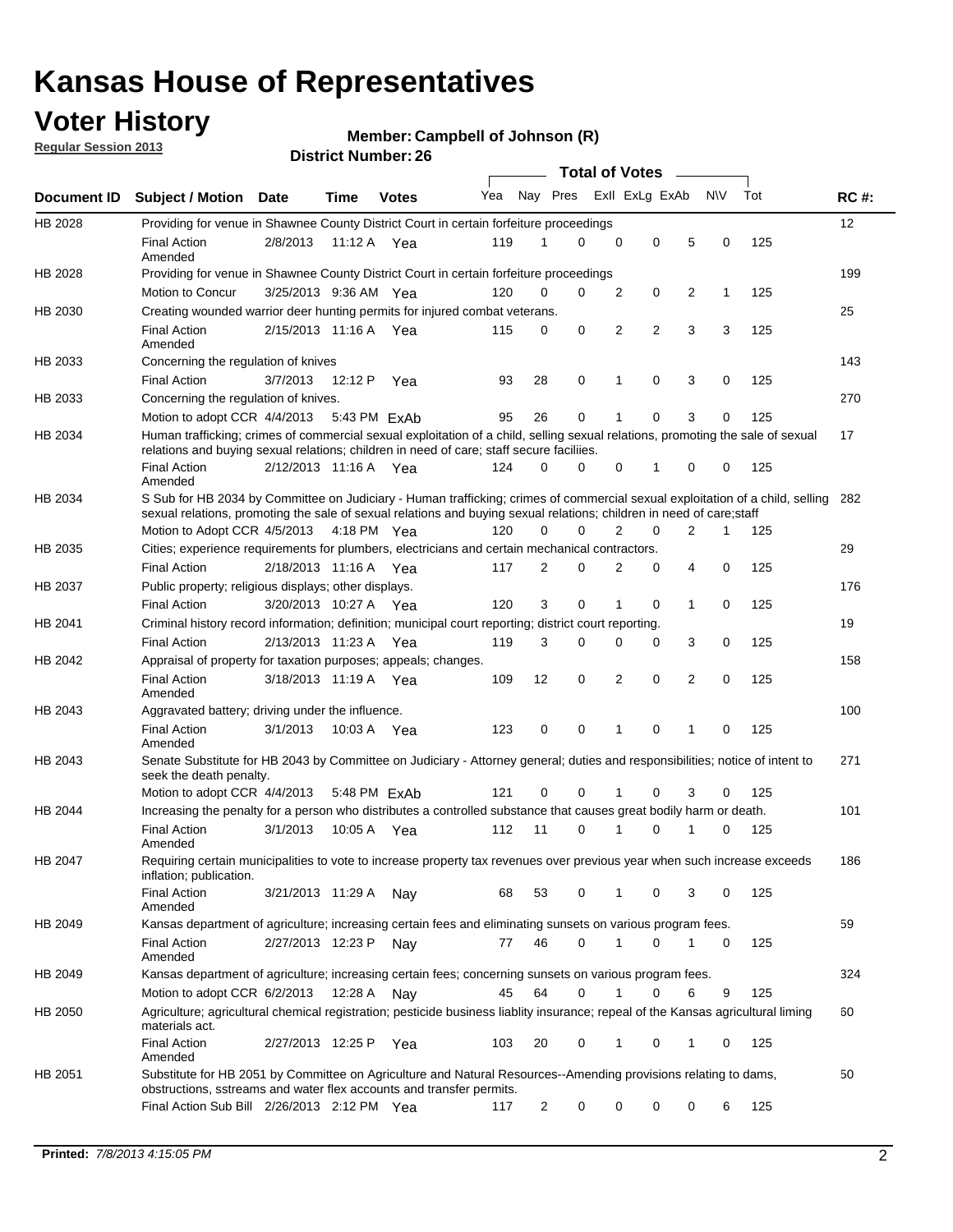# Kansas House of Representatives

## Voter History

**Regular Session 2013**

**Member: Campbell of Johnson (R)**

**District Number: 26**

| Document ID | Subject / Motion | Date | Time | Votes | Yea | Nay | Pres | ExII | ExLg | ExAb | N\V | Tot | RC #: |
|---|---|---|---|---|---|---|---|---|---|---|---|---|---|
| HB 2028 | Providing for venue in Shawnee County District Court in certain forfeiture proceedings | | | | | | | | | | | | 12 |
| | Final Action Amended | 2/8/2013 | 11:12 A | Yea | 119 | 1 | 0 | 0 | 0 | 5 | 0 | 125 | |
| HB 2028 | Providing for venue in Shawnee County District Court in certain forfeiture proceedings | | | | | | | | | | | | 199 |
| | Motion to Concur | 3/25/2013 | 9:36 AM | Yea | 120 | 0 | 0 | 2 | 0 | 2 | 1 | 125 | |
| HB 2030 | Creating wounded warrior deer hunting permits for injured combat veterans. | | | | | | | | | | | | 25 |
| | Final Action Amended | 2/15/2013 | 11:16 A | Yea | 115 | 0 | 0 | 2 | 2 | 3 | 3 | 125 | |
| HB 2033 | Concerning the regulation of knives | | | | | | | | | | | | 143 |
| | Final Action | 3/7/2013 | 12:12 P | Yea | 93 | 28 | 0 | 1 | 0 | 3 | 0 | 125 | |
| HB 2033 | Concerning the regulation of knives. | | | | | | | | | | | | 270 |
| | Motion to adopt CCR | 4/4/2013 | 5:43 PM | ExAb | 95 | 26 | 0 | 1 | 0 | 3 | 0 | 125 | |
| HB 2034 | Human trafficking; crimes of commercial sexual exploitation of a child, selling sexual relations, promoting the sale of sexual relations and buying sexual relations; children in need of care; staff secure faciliies. | | | | | | | | | | | | 17 |
| | Final Action Amended | 2/12/2013 | 11:16 A | Yea | 124 | 0 | 0 | 0 | 1 | 0 | 0 | 125 | |
| HB 2034 | S Sub for HB 2034 by Committee on Judiciary - Human trafficking; crimes of commercial sexual exploitation of a child, selling sexual relations, promoting the sale of sexual relations and buying sexual relations; children in need of care;staff | | | | | | | | | | | | 282 |
| | Motion to Adopt CCR | 4/5/2013 | 4:18 PM | Yea | 120 | 0 | 0 | 2 | 0 | 2 | 1 | 125 | |
| HB 2035 | Cities; experience requirements for plumbers, electricians and certain mechanical contractors. | | | | | | | | | | | | 29 |
| | Final Action | 2/18/2013 | 11:16 A | Yea | 117 | 2 | 0 | 2 | 0 | 4 | 0 | 125 | |
| HB 2037 | Public property; religious displays; other displays. | | | | | | | | | | | | 176 |
| | Final Action | 3/20/2013 | 10:27 A | Yea | 120 | 3 | 0 | 1 | 0 | 1 | 0 | 125 | |
| HB 2041 | Criminal history record information; definition; municipal court reporting; district court reporting. | | | | | | | | | | | | 19 |
| | Final Action | 2/13/2013 | 11:23 A | Yea | 119 | 3 | 0 | 0 | 0 | 3 | 0 | 125 | |
| HB 2042 | Appraisal of property for taxation purposes; appeals; changes. | | | | | | | | | | | | 158 |
| | Final Action Amended | 3/18/2013 | 11:19 A | Yea | 109 | 12 | 0 | 2 | 0 | 2 | 0 | 125 | |
| HB 2043 | Aggravated battery; driving under the influence. | | | | | | | | | | | | 100 |
| | Final Action Amended | 3/1/2013 | 10:03 A | Yea | 123 | 0 | 0 | 1 | 0 | 1 | 0 | 125 | |
| HB 2043 | Senate Substitute for HB 2043 by Committee on Judiciary - Attorney general; duties and responsibilities; notice of intent to seek the death penalty. | | | | | | | | | | | | 271 |
| | Motion to adopt CCR | 4/4/2013 | 5:48 PM | ExAb | 121 | 0 | 0 | 1 | 0 | 3 | 0 | 125 | |
| HB 2044 | Increasing the penalty for a person who distributes a controlled substance that causes great bodily harm or death. | | | | | | | | | | | | 101 |
| | Final Action Amended | 3/1/2013 | 10:05 A | Yea | 112 | 11 | 0 | 1 | 0 | 1 | 0 | 125 | |
| HB 2047 | Requiring certain municipalities to vote to increase property tax revenues over previous year when such increase exceeds inflation; publication. | | | | | | | | | | | | 186 |
| | Final Action Amended | 3/21/2013 | 11:29 A | Nay | 68 | 53 | 0 | 1 | 0 | 3 | 0 | 125 | |
| HB 2049 | Kansas department of agriculture; increasing certain fees and eliminating sunsets on various program fees. | | | | | | | | | | | | 59 |
| | Final Action Amended | 2/27/2013 | 12:23 P | Nay | 77 | 46 | 0 | 1 | 0 | 1 | 0 | 125 | |
| HB 2049 | Kansas department of agriculture; increasing certain fees; concerning sunsets on various program fees. | | | | | | | | | | | | 324 |
| | Motion to adopt CCR | 6/2/2013 | 12:28 A | Nay | 45 | 64 | 0 | 1 | 0 | 6 | 9 | 125 | |
| HB 2050 | Agriculture; agricultural chemical registration; pesticide business liablity insurance; repeal of the Kansas agricultural liming materials act. | | | | | | | | | | | | 60 |
| | Final Action Amended | 2/27/2013 | 12:25 P | Yea | 103 | 20 | 0 | 1 | 0 | 1 | 0 | 125 | |
| HB 2051 | Substitute for HB 2051 by Committee on Agriculture and Natural Resources--Amending provisions relating to dams, obstructions, sstreams and water flex accounts and transfer permits. | | | | | | | | | | | | 50 |
| | Final Action Sub Bill | 2/26/2013 | 2:12 PM | Yea | 117 | 2 | 0 | 0 | 0 | 0 | 6 | 125 | |

**Printed:** *7/8/2013 4:15:05 PM*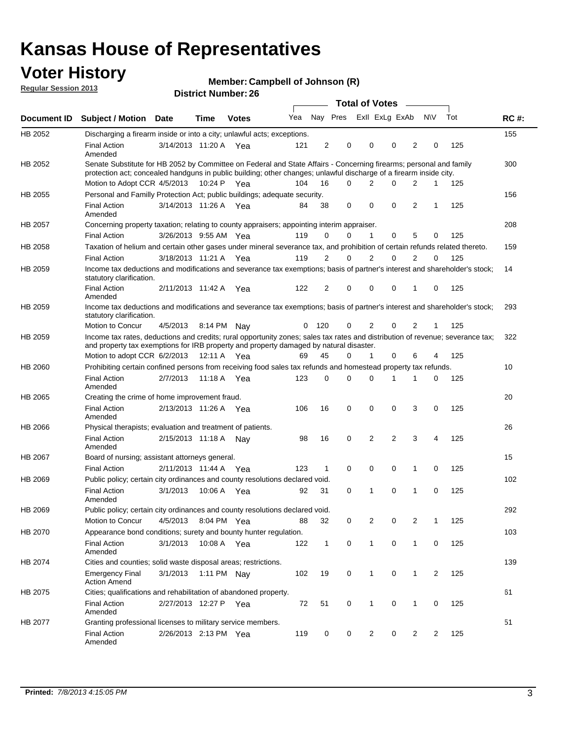# Kansas House of Representatives

## Voter History

**Regular Session 2013**

**Member: Campbell of Johnson (R)**

**District Number: 26**

| Document ID | Subject / Motion | Date | Time | Votes | Yea | Nay | Pres | ExII | ExLg | ExAb | N\V | Tot | RC #: |
|---|---|---|---|---|---|---|---|---|---|---|---|---|---|
| HB 2052 | Discharging a firearm inside or into a city; unlawful acts; exceptions. | | | | | | | | | | | | 155 |
| | Final Action Amended | 3/14/2013 | 11:20 A | Yea | 121 | 2 | 0 | 0 | 0 | 2 | 0 | 125 | |
| HB 2052 | Senate Substitute for HB 2052 by Committee on Federal and State Affairs - Concerning firearms; personal and family protection act; concealed handguns in public building; other changes; unlawful discharge of a firearm inside city. | | | | | | | | | | | | 300 |
| | Motion to Adopt CCR | 4/5/2013 | 10:24 P | Yea | 104 | 16 | 0 | 2 | 0 | 2 | 1 | 125 | |
| HB 2055 | Personal and Familly Protection Act; public buildings; adequate security. | | | | | | | | | | | | 156 |
| | Final Action Amended | 3/14/2013 | 11:26 A | Yea | 84 | 38 | 0 | 0 | 0 | 2 | 1 | 125 | |
| HB 2057 | Concerning property taxation; relating to county appraisers; appointing interim appraiser. | | | | | | | | | | | | 208 |
| | Final Action | 3/26/2013 | 9:55 AM | Yea | 119 | 0 | 0 | 1 | 0 | 5 | 0 | 125 | |
| HB 2058 | Taxation of helium and certain other gases under mineral severance tax, and prohibition of certain refunds related thereto. | | | | | | | | | | | | 159 |
| | Final Action | 3/18/2013 | 11:21 A | Yea | 119 | 2 | 0 | 2 | 0 | 2 | 0 | 125 | |
| HB 2059 | Income tax deductions and modifications and severance tax exemptions; basis of partner's interest and shareholder's stock; statutory clarification. | | | | | | | | | | | | 14 |
| | Final Action Amended | 2/11/2013 | 11:42 A | Yea | 122 | 2 | 0 | 0 | 0 | 1 | 0 | 125 | |
| HB 2059 | Income tax deductions and modifications and severance tax exemptions; basis of partner's interest and shareholder's stock; statutory clarification. | | | | | | | | | | | | 293 |
| | Motion to Concur | 4/5/2013 | 8:14 PM | Nay | 0 | 120 | 0 | 2 | 0 | 2 | 1 | 125 | |
| HB 2059 | Income tax rates, deductions and credits; rural opportunity zones; sales tax rates and distribution of revenue; severance tax; and property tax exemptions for IRB property and property damaged by natural disaster. | | | | | | | | | | | | 322 |
| | Motion to adopt CCR | 6/2/2013 | 12:11 A | Yea | 69 | 45 | 0 | 1 | 0 | 6 | 4 | 125 | |
| HB 2060 | Prohibiting certain confined persons from receiving food sales tax refunds and homestead property tax refunds. | | | | | | | | | | | | 10 |
| | Final Action Amended | 2/7/2013 | 11:18 A | Yea | 123 | 0 | 0 | 0 | 1 | 1 | 0 | 125 | |
| HB 2065 | Creating the crime of home improvement fraud. | | | | | | | | | | | | 20 |
| | Final Action Amended | 2/13/2013 | 11:26 A | Yea | 106 | 16 | 0 | 0 | 0 | 3 | 0 | 125 | |
| HB 2066 | Physical therapists; evaluation and treatment of patients. | | | | | | | | | | | | 26 |
| | Final Action Amended | 2/15/2013 | 11:18 A | Nay | 98 | 16 | 0 | 2 | 2 | 3 | 4 | 125 | |
| HB 2067 | Board of nursing; assistant attorneys general. | | | | | | | | | | | | 15 |
| | Final Action | 2/11/2013 | 11:44 A | Yea | 123 | 1 | 0 | 0 | 0 | 1 | 0 | 125 | |
| HB 2069 | Public policy; certain city ordinances and county resolutions declared void. | | | | | | | | | | | | 102 |
| | Final Action Amended | 3/1/2013 | 10:06 A | Yea | 92 | 31 | 0 | 1 | 0 | 1 | 0 | 125 | |
| HB 2069 | Public policy; certain city ordinances and county resolutions declared void. | | | | | | | | | | | | 292 |
| | Motion to Concur | 4/5/2013 | 8:04 PM | Yea | 88 | 32 | 0 | 2 | 0 | 2 | 1 | 125 | |
| HB 2070 | Appearance bond conditions; surety and bounty hunter regulation. | | | | | | | | | | | | 103 |
| | Final Action Amended | 3/1/2013 | 10:08 A | Yea | 122 | 1 | 0 | 1 | 0 | 1 | 0 | 125 | |
| HB 2074 | Cities and counties; solid waste disposal areas; restrictions. | | | | | | | | | | | | 139 |
| | Emergency Final Action Amend | 3/1/2013 | 1:11 PM | Nay | 102 | 19 | 0 | 1 | 0 | 1 | 2 | 125 | |
| HB 2075 | Cities; qualifications and rehabilitation of abandoned property. | | | | | | | | | | | | 61 |
| | Final Action Amended | 2/27/2013 | 12:27 P | Yea | 72 | 51 | 0 | 1 | 0 | 1 | 0 | 125 | |
| HB 2077 | Granting professional licenses to military service members. | | | | | | | | | | | | 51 |
| | Final Action Amended | 2/26/2013 | 2:13 PM | Yea | 119 | 0 | 0 | 2 | 0 | 2 | 2 | 125 | |

**Printed:** *7/8/2013 4:15:05 PM*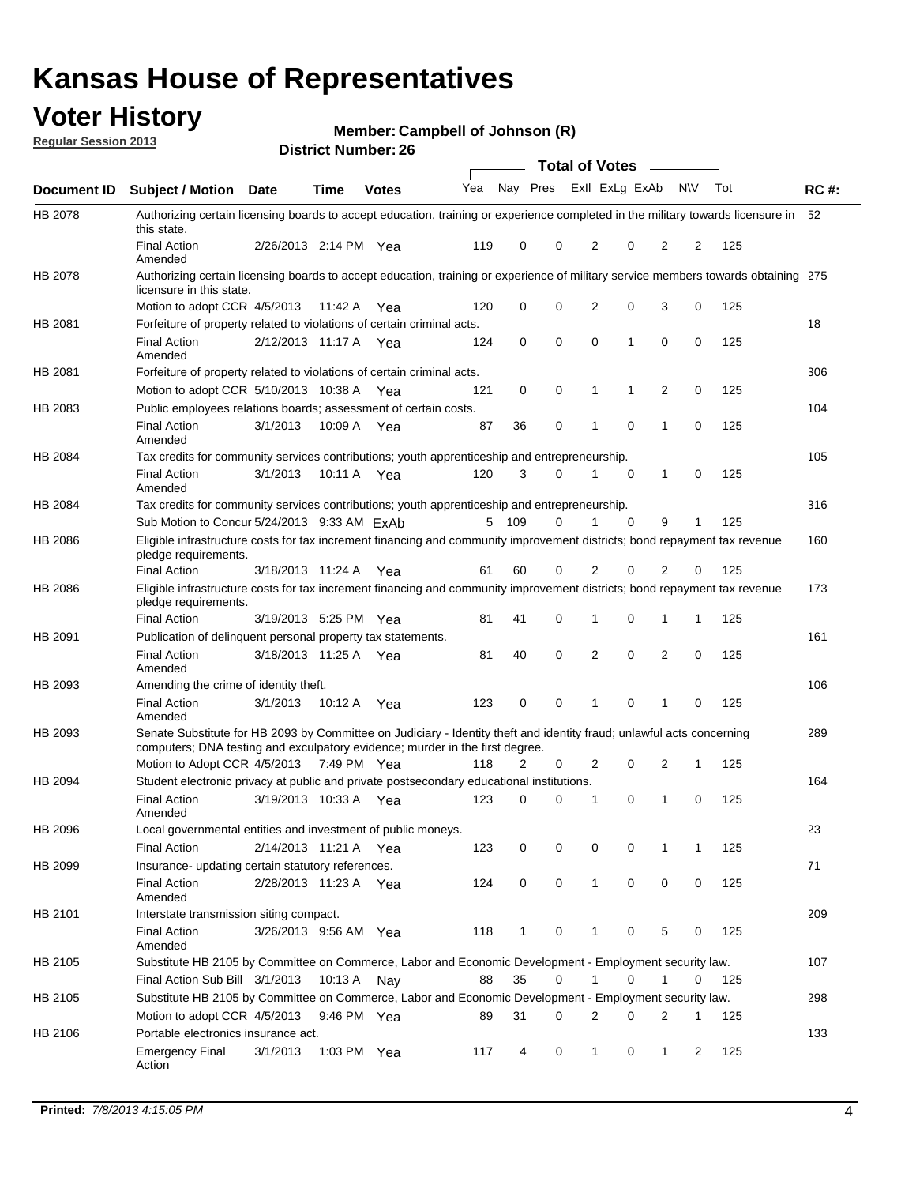# Kansas House of Representatives

## Voter History

**Regular Session 2013**

**Member: Campbell of Johnson (R)**

**District Number: 26**

| Document ID | Subject / Motion | Date | Time | Votes | Yea | Nay | Pres | ExII | ExLg | ExAb | N\V | Tot | RC #: |
|---|---|---|---|---|---|---|---|---|---|---|---|---|---|
| HB 2078 | Authorizing certain licensing boards to accept education, training or experience completed in the military towards licensure in this state. | | | | | | | | | | | | 52 |
| | Final Action Amended | 2/26/2013 | 2:14 PM | Yea | 119 | 0 | 0 | 2 | 0 | 2 | 2 | 125 | |
| HB 2078 | Authorizing certain licensing boards to accept education, training or experience of military service members towards obtaining licensure in this state. | | | | | | | | | | | | 275 |
| | Motion to adopt CCR | 4/5/2013 | 11:42 A | Yea | 120 | 0 | 0 | 2 | 0 | 3 | 0 | 125 | |
| HB 2081 | Forfeiture of property related to violations of certain criminal acts. | | | | | | | | | | | | 18 |
| | Final Action Amended | 2/12/2013 | 11:17 A | Yea | 124 | 0 | 0 | 0 | 1 | 0 | 0 | 125 | |
| HB 2081 | Forfeiture of property related to violations of certain criminal acts. | | | | | | | | | | | | 306 |
| | Motion to adopt CCR | 5/10/2013 | 10:38 A | Yea | 121 | 0 | 0 | 1 | 1 | 2 | 0 | 125 | |
| HB 2083 | Public employees relations boards; assessment of certain costs. | | | | | | | | | | | | 104 |
| | Final Action Amended | 3/1/2013 | 10:09 A | Yea | 87 | 36 | 0 | 1 | 0 | 1 | 0 | 125 | |
| HB 2084 | Tax credits for community services contributions; youth apprenticeship and entrepreneurship. | | | | | | | | | | | | 105 |
| | Final Action Amended | 3/1/2013 | 10:11 A | Yea | 120 | 3 | 0 | 1 | 0 | 1 | 0 | 125 | |
| HB 2084 | Tax credits for community services contributions; youth apprenticeship and entrepreneurship. | | | | | | | | | | | | 316 |
| | Sub Motion to Concur | 5/24/2013 | 9:33 AM | ExAb | 5 | 109 | 0 | 1 | 0 | 9 | 1 | 125 | |
| HB 2086 | Eligible infrastructure costs for tax increment financing and community improvement districts; bond repayment tax revenue pledge requirements. | | | | | | | | | | | | 160 |
| | Final Action | 3/18/2013 | 11:24 A | Yea | 61 | 60 | 0 | 2 | 0 | 2 | 0 | 125 | |
| HB 2086 | Eligible infrastructure costs for tax increment financing and community improvement districts; bond repayment tax revenue pledge requirements. | | | | | | | | | | | | 173 |
| | Final Action | 3/19/2013 | 5:25 PM | Yea | 81 | 41 | 0 | 1 | 0 | 1 | 1 | 125 | |
| HB 2091 | Publication of delinquent personal property tax statements. | | | | | | | | | | | | 161 |
| | Final Action Amended | 3/18/2013 | 11:25 A | Yea | 81 | 40 | 0 | 2 | 0 | 2 | 0 | 125 | |
| HB 2093 | Amending the crime of identity theft. | | | | | | | | | | | | 106 |
| | Final Action Amended | 3/1/2013 | 10:12 A | Yea | 123 | 0 | 0 | 1 | 0 | 1 | 0 | 125 | |
| HB 2093 | Senate Substitute for HB 2093 by Committee on Judiciary - Identity theft and identity fraud; unlawful acts concerning computers; DNA testing and exculpatory evidence; murder in the first degree. | | | | | | | | | | | | 289 |
| | Motion to Adopt CCR | 4/5/2013 | 7:49 PM | Yea | 118 | 2 | 0 | 2 | 0 | 2 | 1 | 125 | |
| HB 2094 | Student electronic privacy at public and private postsecondary educational institutions. | | | | | | | | | | | | 164 |
| | Final Action Amended | 3/19/2013 | 10:33 A | Yea | 123 | 0 | 0 | 1 | 0 | 1 | 0 | 125 | |
| HB 2096 | Local governmental entities and investment of public moneys. | | | | | | | | | | | | 23 |
| | Final Action | 2/14/2013 | 11:21 A | Yea | 123 | 0 | 0 | 0 | 0 | 1 | 1 | 125 | |
| HB 2099 | Insurance- updating certain statutory references. | | | | | | | | | | | | 71 |
| | Final Action Amended | 2/28/2013 | 11:23 A | Yea | 124 | 0 | 0 | 1 | 0 | 0 | 0 | 125 | |
| HB 2101 | Interstate transmission siting compact. | | | | | | | | | | | | 209 |
| | Final Action Amended | 3/26/2013 | 9:56 AM | Yea | 118 | 1 | 0 | 1 | 0 | 5 | 0 | 125 | |
| HB 2105 | Substitute HB 2105 by Committee on Commerce, Labor and Economic Development - Employment security law. | | | | | | | | | | | | 107 |
| | Final Action Sub Bill | 3/1/2013 | 10:13 A | Nay | 88 | 35 | 0 | 1 | 0 | 1 | 0 | 125 | |
| HB 2105 | Substitute HB 2105 by Committee on Commerce, Labor and Economic Development - Employment security law. | | | | | | | | | | | | 298 |
| | Motion to adopt CCR | 4/5/2013 | 9:46 PM | Yea | 89 | 31 | 0 | 2 | 0 | 2 | 1 | 125 | |
| HB 2106 | Portable electronics insurance act. | | | | | | | | | | | | 133 |
| | Emergency Final Action | 3/1/2013 | 1:03 PM | Yea | 117 | 4 | 0 | 1 | 0 | 1 | 2 | 125 | |

**Printed:** *7/8/2013 4:15:05 PM*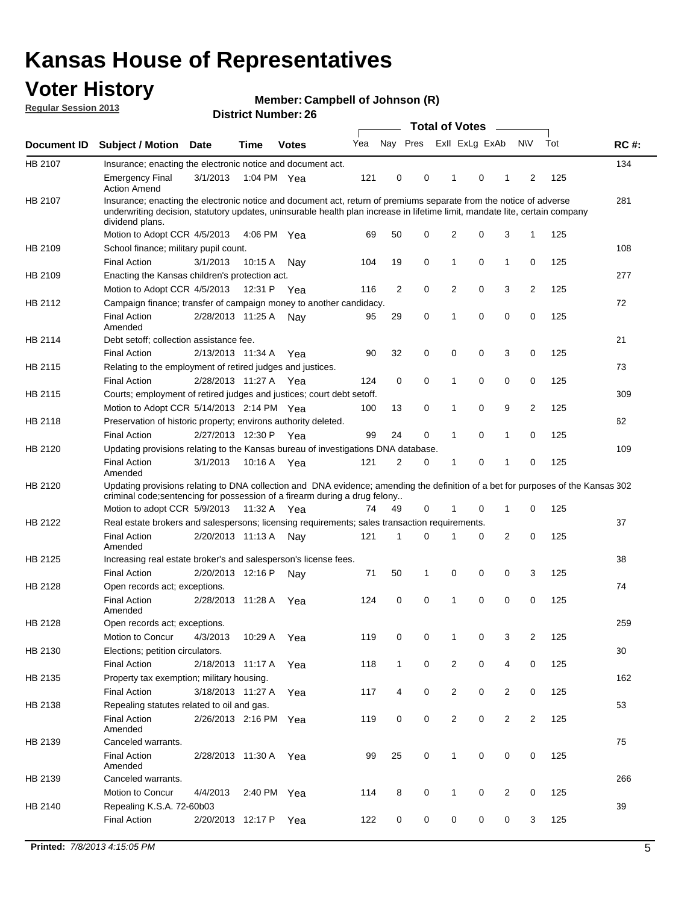# Kansas House of Representatives

## Voter History

**Regular Session 2013**

**Member: Campbell of Johnson (R)**

**District Number: 26**

| Document ID | Subject / Motion | Date | Time | Votes | Yea | Nay | Pres | ExII | ExLg | ExAb | N\V | Tot | RC #: |
|---|---|---|---|---|---|---|---|---|---|---|---|---|---|
| HB 2107 | Insurance; enacting the electronic notice and document act. | | | | | | | | | | | | 134 |
| | Emergency Final Action Amend | 3/1/2013 | 1:04 PM | Yea | 121 | 0 | 0 | 1 | 0 | 1 | 2 | 125 | |
| HB 2107 | Insurance; enacting the electronic notice and document act, return of premiums separate from the notice of adverse underwriting decision, statutory updates, uninsurable health plan increase in lifetime limit, mandate lite, certain company dividend plans. | | | | | | | | | | | | 281 |
| | Motion to Adopt CCR | 4/5/2013 | 4:06 PM | Yea | 69 | 50 | 0 | 2 | 0 | 3 | 1 | 125 | |
| HB 2109 | School finance; military pupil count. | | | | | | | | | | | | 108 |
| | Final Action | 3/1/2013 | 10:15 A | Nay | 104 | 19 | 0 | 1 | 0 | 1 | 0 | 125 | |
| HB 2109 | Enacting the Kansas children's protection act. | | | | | | | | | | | | 277 |
| | Motion to Adopt CCR | 4/5/2013 | 12:31 P | Yea | 116 | 2 | 0 | 2 | 0 | 3 | 2 | 125 | |
| HB 2112 | Campaign finance; transfer of campaign money to another candidacy. | | | | | | | | | | | | 72 |
| | Final Action Amended | 2/28/2013 | 11:25 A | Nay | 95 | 29 | 0 | 1 | 0 | 0 | 0 | 125 | |
| HB 2114 | Debt setoff; collection assistance fee. | | | | | | | | | | | | 21 |
| | Final Action | 2/13/2013 | 11:34 A | Yea | 90 | 32 | 0 | 0 | 0 | 3 | 0 | 125 | |
| HB 2115 | Relating to the employment of retired judges and justices. | | | | | | | | | | | | 73 |
| | Final Action | 2/28/2013 | 11:27 A | Yea | 124 | 0 | 0 | 1 | 0 | 0 | 0 | 125 | |
| HB 2115 | Courts; employment of retired judges and justices; court debt setoff. | | | | | | | | | | | | 309 |
| | Motion to Adopt CCR | 5/14/2013 | 2:14 PM | Yea | 100 | 13 | 0 | 1 | 0 | 9 | 2 | 125 | |
| HB 2118 | Preservation of historic property; environs authority deleted. | | | | | | | | | | | | 62 |
| | Final Action | 2/27/2013 | 12:30 P | Yea | 99 | 24 | 0 | 1 | 0 | 1 | 0 | 125 | |
| HB 2120 | Updating provisions relating to the Kansas bureau of investigations DNA database. | | | | | | | | | | | | 109 |
| | Final Action Amended | 3/1/2013 | 10:16 A | Yea | 121 | 2 | 0 | 1 | 0 | 1 | 0 | 125 | |
| HB 2120 | Updating provisions relating to DNA collection and DNA evidence; amending the definition of a bet for purposes of the Kansas criminal code;sentencing for possession of a firearm during a drug felony.. | | | | | | | | | | | | 302 |
| | Motion to adopt CCR | 5/9/2013 | 11:32 A | Yea | 74 | 49 | 0 | 1 | 0 | 1 | 0 | 125 | |
| HB 2122 | Real estate brokers and salespersons; licensing requirements; sales transaction requirements. | | | | | | | | | | | | 37 |
| | Final Action Amended | 2/20/2013 | 11:13 A | Nay | 121 | 1 | 0 | 1 | 0 | 2 | 0 | 125 | |
| HB 2125 | Increasing real estate broker's and salesperson's license fees. | | | | | | | | | | | | 38 |
| | Final Action | 2/20/2013 | 12:16 P | Nay | 71 | 50 | 1 | 0 | 0 | 0 | 3 | 125 | |
| HB 2128 | Open records act; exceptions. | | | | | | | | | | | | 74 |
| | Final Action Amended | 2/28/2013 | 11:28 A | Yea | 124 | 0 | 0 | 1 | 0 | 0 | 0 | 125 | |
| HB 2128 | Open records act; exceptions. | | | | | | | | | | | | 259 |
| | Motion to Concur | 4/3/2013 | 10:29 A | Yea | 119 | 0 | 0 | 1 | 0 | 3 | 2 | 125 | |
| HB 2130 | Elections; petition circulators. | | | | | | | | | | | | 30 |
| | Final Action | 2/18/2013 | 11:17 A | Yea | 118 | 1 | 0 | 2 | 0 | 4 | 0 | 125 | |
| HB 2135 | Property tax exemption; military housing. | | | | | | | | | | | | 162 |
| | Final Action | 3/18/2013 | 11:27 A | Yea | 117 | 4 | 0 | 2 | 0 | 2 | 0 | 125 | |
| HB 2138 | Repealing statutes related to oil and gas. | | | | | | | | | | | | 53 |
| | Final Action Amended | 2/26/2013 | 2:16 PM | Yea | 119 | 0 | 0 | 2 | 0 | 2 | 2 | 125 | |
| HB 2139 | Canceled warrants. | | | | | | | | | | | | 75 |
| | Final Action Amended | 2/28/2013 | 11:30 A | Yea | 99 | 25 | 0 | 1 | 0 | 0 | 0 | 125 | |
| HB 2139 | Canceled warrants. | | | | | | | | | | | | 266 |
| | Motion to Concur | 4/4/2013 | 2:40 PM | Yea | 114 | 8 | 0 | 1 | 0 | 2 | 0 | 125 | |
| HB 2140 | Repealing K.S.A. 72-60b03 | | | | | | | | | | | | 39 |
| | Final Action | 2/20/2013 | 12:17 P | Yea | 122 | 0 | 0 | 0 | 0 | 0 | 3 | 125 | |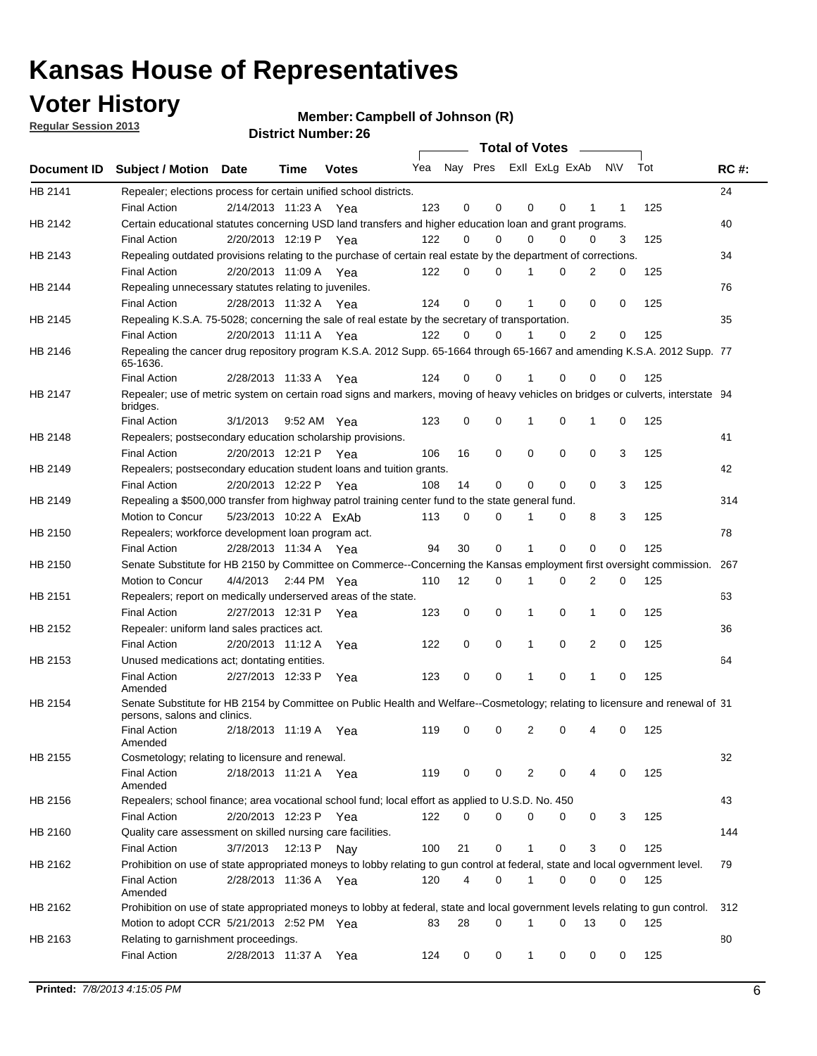# Kansas House of Representatives

## Voter History

**Regular Session 2013**

**Member: Campbell of Johnson (R)**

**District Number: 26**

| Document ID | Subject / Motion | Date | Time | Votes | Yea | Nay | Pres | ExII | ExLg | ExAb | N\V | Tot | RC #: |
|---|---|---|---|---|---|---|---|---|---|---|---|---|---|
| HB 2141 | Repealer; elections process for certain unified school districts. | | | | | | | | | | | | 24 |
| | Final Action | 2/14/2013 | 11:23 A | Yea | 123 | 0 | 0 | 0 | 0 | 1 | 1 | 125 | |
| HB 2142 | Certain educational statutes concerning USD land transfers and higher education loan and grant programs. | | | | | | | | | | | | 40 |
| | Final Action | 2/20/2013 | 12:19 P | Yea | 122 | 0 | 0 | 0 | 0 | 0 | 3 | 125 | |
| HB 2143 | Repealing outdated provisions relating to the purchase of certain real estate by the department of corrections. | | | | | | | | | | | | 34 |
| | Final Action | 2/20/2013 | 11:09 A | Yea | 122 | 0 | 0 | 1 | 0 | 2 | 0 | 125 | |
| HB 2144 | Repealing unnecessary statutes relating to juveniles. | | | | | | | | | | | | 76 |
| | Final Action | 2/28/2013 | 11:32 A | Yea | 124 | 0 | 0 | 1 | 0 | 0 | 0 | 125 | |
| HB 2145 | Repealing K.S.A. 75-5028; concerning the sale of real estate by the secretary of transportation. | | | | | | | | | | | | 35 |
| | Final Action | 2/20/2013 | 11:11 A | Yea | 122 | 0 | 0 | 1 | 0 | 2 | 0 | 125 | |
| HB 2146 | Repealing the cancer drug repository program K.S.A. 2012 Supp. 65-1664 through 65-1667 and amending K.S.A. 2012 Supp. 65-1636. | | | | | | | | | | | | 77 |
| | Final Action | 2/28/2013 | 11:33 A | Yea | 124 | 0 | 0 | 1 | 0 | 0 | 0 | 125 | |
| HB 2147 | Repealer; use of metric system on certain road signs and markers, moving of heavy vehicles on bridges or culverts, interstate bridges. | | | | | | | | | | | | 94 |
| | Final Action | 3/1/2013 | 9:52 AM | Yea | 123 | 0 | 0 | 1 | 0 | 1 | 0 | 125 | |
| HB 2148 | Repealers; postsecondary education scholarship provisions. | | | | | | | | | | | | 41 |
| | Final Action | 2/20/2013 | 12:21 P | Yea | 106 | 16 | 0 | 0 | 0 | 0 | 3 | 125 | |
| HB 2149 | Repealers; postsecondary education student loans and tuition grants. | | | | | | | | | | | | 42 |
| | Final Action | 2/20/2013 | 12:22 P | Yea | 108 | 14 | 0 | 0 | 0 | 0 | 3 | 125 | |
| HB 2149 | Repealing a $500,000 transfer from highway patrol training center fund to the state general fund. | | | | | | | | | | | | 314 |
| | Motion to Concur | 5/23/2013 | 10:22 A | ExAb | 113 | 0 | 0 | 1 | 0 | 8 | 3 | 125 | |
| HB 2150 | Repealers; workforce development loan program act. | | | | | | | | | | | | 78 |
| | Final Action | 2/28/2013 | 11:34 A | Yea | 94 | 30 | 0 | 1 | 0 | 0 | 0 | 125 | |
| HB 2150 | Senate Substitute for HB 2150 by Committee on Commerce--Concerning the Kansas employment first oversight commission. | | | | | | | | | | | | 267 |
| | Motion to Concur | 4/4/2013 | 2:44 PM | Yea | 110 | 12 | 0 | 1 | 0 | 2 | 0 | 125 | |
| HB 2151 | Repealers; report on medically underserved areas of the state. | | | | | | | | | | | | 63 |
| | Final Action | 2/27/2013 | 12:31 P | Yea | 123 | 0 | 0 | 1 | 0 | 1 | 0 | 125 | |
| HB 2152 | Repealer: uniform land sales practices act. | | | | | | | | | | | | 36 |
| | Final Action | 2/20/2013 | 11:12 A | Yea | 122 | 0 | 0 | 1 | 0 | 2 | 0 | 125 | |
| HB 2153 | Unused medications act; dontating entities. | | | | | | | | | | | | 64 |
| | Final Action Amended | 2/27/2013 | 12:33 P | Yea | 123 | 0 | 0 | 1 | 0 | 1 | 0 | 125 | |
| HB 2154 | Senate Substitute for HB 2154 by Committee on Public Health and Welfare--Cosmetology; relating to licensure and renewal of persons, salons and clinics. | | | | | | | | | | | | 31 |
| | Final Action Amended | 2/18/2013 | 11:19 A | Yea | 119 | 0 | 0 | 2 | 0 | 4 | 0 | 125 | |
| HB 2155 | Cosmetology; relating to licensure and renewal. | | | | | | | | | | | | 32 |
| | Final Action Amended | 2/18/2013 | 11:21 A | Yea | 119 | 0 | 0 | 2 | 0 | 4 | 0 | 125 | |
| HB 2156 | Repealers; school finance; area vocational school fund; local effort as applied to U.S.D. No. 450 | | | | | | | | | | | | 43 |
| | Final Action | 2/20/2013 | 12:23 P | Yea | 122 | 0 | 0 | 0 | 0 | 0 | 3 | 125 | |
| HB 2160 | Quality care assessment on skilled nursing care facilities. | | | | | | | | | | | | 144 |
| | Final Action | 3/7/2013 | 12:13 P | Nay | 100 | 21 | 0 | 1 | 0 | 3 | 0 | 125 | |
| HB 2162 | Prohibition on use of state appropriated moneys to lobby relating to gun control at federal, state and local ogvernment level. | | | | | | | | | | | | 79 |
| | Final Action Amended | 2/28/2013 | 11:36 A | Yea | 120 | 4 | 0 | 1 | 0 | 0 | 0 | 125 | |
| HB 2162 | Prohibition on use of state appropriated moneys to lobby at federal, state and local government levels relating to gun control. | | | | | | | | | | | | 312 |
| | Motion to adopt CCR | 5/21/2013 | 2:52 PM | Yea | 83 | 28 | 0 | 1 | 0 | 13 | 0 | 125 | |
| HB 2163 | Relating to garnishment proceedings. | | | | | | | | | | | | 80 |
| | Final Action | 2/28/2013 | 11:37 A | Yea | 124 | 0 | 0 | 1 | 0 | 0 | 0 | 125 | |

**Printed:** 7/8/2013 4:15:05 PM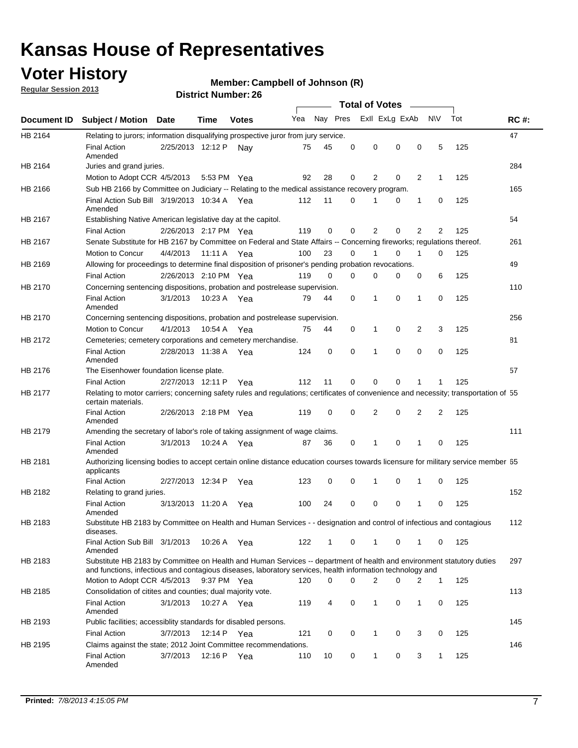# Kansas House of Representatives

## Voter History

**Regular Session 2013**

**Member: Campbell of Johnson (R)**

**District Number: 26**

| Document ID | Subject / Motion | Date | Time | Votes | Yea | Nay | Pres | ExII | ExLg | ExAb | N\V | Tot | RC #: |
|---|---|---|---|---|---|---|---|---|---|---|---|---|---|
| HB 2164 | Relating to jurors; information disqualifying prospective juror from jury service. | | | | | | | | | | | | 47 |
| | Final Action Amended | 2/25/2013 | 12:12 P | Nay | 75 | 45 | 0 | 0 | 0 | 0 | 5 | 125 | |
| HB 2164 | Juries and grand juries. | | | | | | | | | | | | 284 |
| | Motion to Adopt CCR | 4/5/2013 | 5:53 PM | Yea | 92 | 28 | 0 | 2 | 0 | 2 | 1 | 125 | |
| HB 2166 | Sub HB 2166 by Committee on Judiciary -- Relating to the medical assistance recovery program. | | | | | | | | | | | | 165 |
| | Final Action Sub Bill Amended | 3/19/2013 | 10:34 A | Yea | 112 | 11 | 0 | 1 | 0 | 1 | 0 | 125 | |
| HB 2167 | Establishing Native American legislative day at the capitol. | | | | | | | | | | | | 54 |
| | Final Action | 2/26/2013 | 2:17 PM | Yea | 119 | 0 | 0 | 2 | 0 | 2 | 2 | 125 | |
| HB 2167 | Senate Substitute for HB 2167 by Committee on Federal and State Affairs -- Concerning fireworks; regulations thereof. | | | | | | | | | | | | 261 |
| | Motion to Concur | 4/4/2013 | 11:11 A | Yea | 100 | 23 | 0 | 1 | 0 | 1 | 0 | 125 | |
| HB 2169 | Allowing for proceedings to determine final disposition of prisoner's pending probation revocations. | | | | | | | | | | | | 49 |
| | Final Action | 2/26/2013 | 2:10 PM | Yea | 119 | 0 | 0 | 0 | 0 | 0 | 6 | 125 | |
| HB 2170 | Concerning sentencing dispositions, probation and postrelease supervision. | | | | | | | | | | | | 110 |
| | Final Action Amended | 3/1/2013 | 10:23 A | Yea | 79 | 44 | 0 | 1 | 0 | 1 | 0 | 125 | |
| HB 2170 | Concerning sentencing dispositions, probation and postrelease supervision. | | | | | | | | | | | | 256 |
| | Motion to Concur | 4/1/2013 | 10:54 A | Yea | 75 | 44 | 0 | 1 | 0 | 2 | 3 | 125 | |
| HB 2172 | Cemeteries; cemetery corporations and cemetery merchandise. | | | | | | | | | | | | 81 |
| | Final Action Amended | 2/28/2013 | 11:38 A | Yea | 124 | 0 | 0 | 1 | 0 | 0 | 0 | 125 | |
| HB 2176 | The Eisenhower foundation license plate. | | | | | | | | | | | | 57 |
| | Final Action | 2/27/2013 | 12:11 P | Yea | 112 | 11 | 0 | 0 | 0 | 1 | 1 | 125 | |
| HB 2177 | Relating to motor carriers; concerning safety rules and regulations; certificates of convenience and necessity; transportation of certain materials. | | | | | | | | | | | | 55 |
| | Final Action Amended | 2/26/2013 | 2:18 PM | Yea | 119 | 0 | 0 | 2 | 0 | 2 | 2 | 125 | |
| HB 2179 | Amending the secretary of labor's role of taking assignment of wage claims. | | | | | | | | | | | | 111 |
| | Final Action Amended | 3/1/2013 | 10:24 A | Yea | 87 | 36 | 0 | 1 | 0 | 1 | 0 | 125 | |
| HB 2181 | Authorizing licensing bodies to accept certain online distance education courses towards licensure for military service member applicants | | | | | | | | | | | | 65 |
| | Final Action | 2/27/2013 | 12:34 P | Yea | 123 | 0 | 0 | 1 | 0 | 1 | 0 | 125 | |
| HB 2182 | Relating to grand juries. | | | | | | | | | | | | 152 |
| | Final Action Amended | 3/13/2013 | 11:20 A | Yea | 100 | 24 | 0 | 0 | 0 | 1 | 0 | 125 | |
| HB 2183 | Substitute HB 2183 by Committee on Health and Human Services - - designation and control of infectious and contagious diseases. | | | | | | | | | | | | 112 |
| | Final Action Sub Bill Amended | 3/1/2013 | 10:26 A | Yea | 122 | 1 | 0 | 1 | 0 | 1 | 0 | 125 | |
| HB 2183 | Substitute HB 2183 by Committee on Health and Human Services -- department of health and environment statutory duties and functions, infectious and contagious diseases, laboratory services, health information technology and | | | | | | | | | | | | 297 |
| | Motion to Adopt CCR | 4/5/2013 | 9:37 PM | Yea | 120 | 0 | 0 | 2 | 0 | 2 | 1 | 125 | |
| HB 2185 | Consolidation of citites and counties; dual majority vote. | | | | | | | | | | | | 113 |
| | Final Action Amended | 3/1/2013 | 10:27 A | Yea | 119 | 4 | 0 | 1 | 0 | 1 | 0 | 125 | |
| HB 2193 | Public facilities; accessiblity standards for disabled persons. | | | | | | | | | | | | 145 |
| | Final Action | 3/7/2013 | 12:14 P | Yea | 121 | 0 | 0 | 1 | 0 | 3 | 0 | 125 | |
| HB 2195 | Claims against the state; 2012 Joint Committee recommendations. | | | | | | | | | | | | 146 |
| | Final Action Amended | 3/7/2013 | 12:16 P | Yea | 110 | 10 | 0 | 1 | 0 | 3 | 1 | 125 | |

**Printed:** *7/8/2013 4:15:05 PM*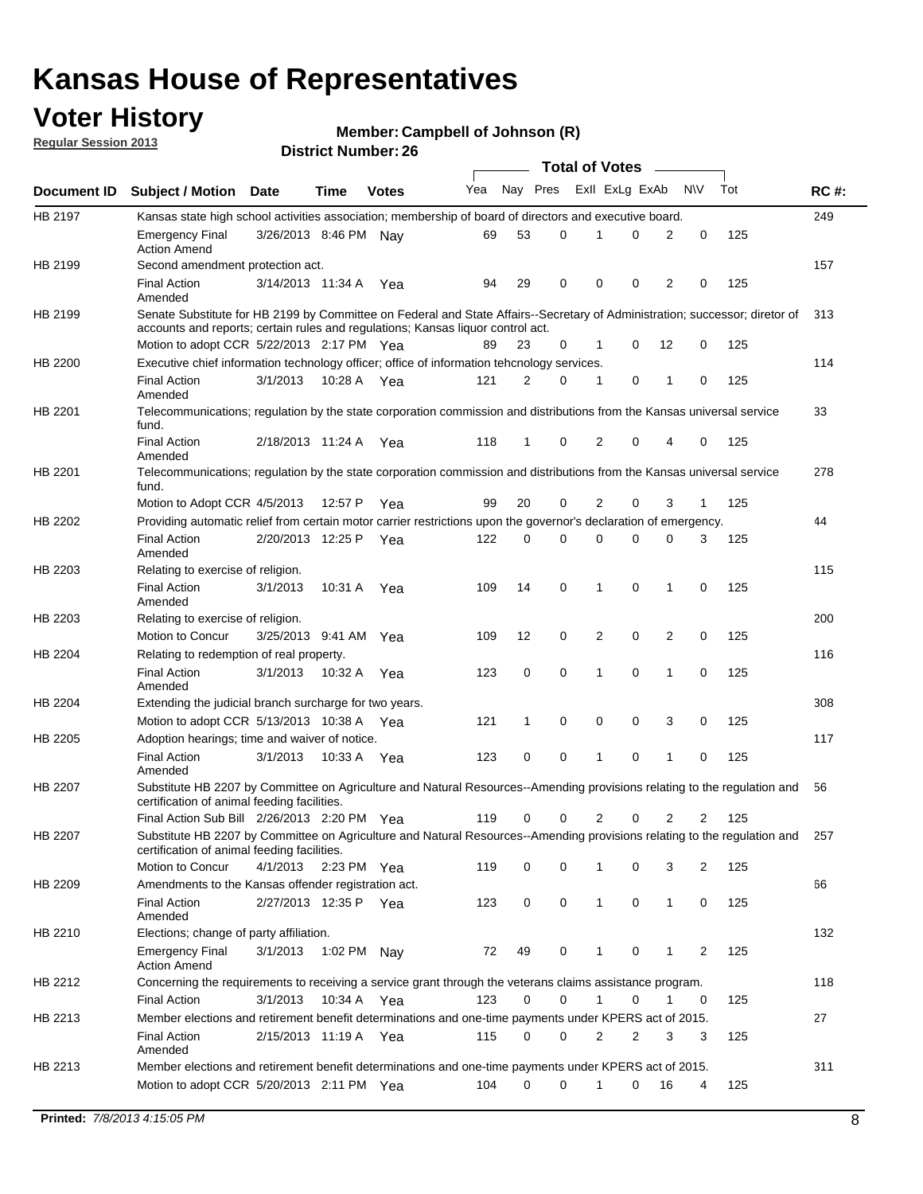# Kansas House of Representatives

## Voter History

**Regular Session 2013**

**Member: Campbell of Johnson (R)**

**District Number: 26**

| Document ID | Subject / Motion | Date | Time | Votes | Yea | Nay | Pres | ExII | ExLg | ExAb | N\V | Tot | RC #: |
|---|---|---|---|---|---|---|---|---|---|---|---|---|---|
| HB 2197 | Kansas state high school activities association; membership of board of directors and executive board. | | | | | | | | | | | | 249 |
| | Emergency Final Action Amend | 3/26/2013 | 8:46 PM | Nay | 69 | 53 | 0 | 1 | 0 | 2 | 0 | 125 | |
| HB 2199 | Second amendment protection act. | | | | | | | | | | | | 157 |
| | Final Action Amended | 3/14/2013 | 11:34 A | Yea | 94 | 29 | 0 | 0 | 0 | 2 | 0 | 125 | |
| HB 2199 | Senate Substitute for HB 2199 by Committee on Federal and State Affairs--Secretary of Administration; successor; diretor of accounts and reports; certain rules and regulations; Kansas liquor control act. | | | | | | | | | | | | 313 |
| | Motion to adopt CCR | 5/22/2013 | 2:17 PM | Yea | 89 | 23 | 0 | 1 | 0 | 12 | 0 | 125 | |
| HB 2200 | Executive chief information technology officer; office of information tehcnology services. | | | | | | | | | | | | 114 |
| | Final Action Amended | 3/1/2013 | 10:28 A | Yea | 121 | 2 | 0 | 1 | 0 | 1 | 0 | 125 | |
| HB 2201 | Telecommunications; regulation by the state corporation commission and distributions from the Kansas universal service fund. | | | | | | | | | | | | 33 |
| | Final Action Amended | 2/18/2013 | 11:24 A | Yea | 118 | 1 | 0 | 2 | 0 | 4 | 0 | 125 | |
| HB 2201 | Telecommunications; regulation by the state corporation commission and distributions from the Kansas universal service fund. | | | | | | | | | | | | 278 |
| | Motion to Adopt CCR | 4/5/2013 | 12:57 P | Yea | 99 | 20 | 0 | 2 | 0 | 3 | 1 | 125 | |
| HB 2202 | Providing automatic relief from certain motor carrier restrictions upon the governor's declaration of emergency. | | | | | | | | | | | | 44 |
| | Final Action Amended | 2/20/2013 | 12:25 P | Yea | 122 | 0 | 0 | 0 | 0 | 0 | 3 | 125 | |
| HB 2203 | Relating to exercise of religion. | | | | | | | | | | | | 115 |
| | Final Action Amended | 3/1/2013 | 10:31 A | Yea | 109 | 14 | 0 | 1 | 0 | 1 | 0 | 125 | |
| HB 2203 | Relating to exercise of religion. | | | | | | | | | | | | 200 |
| | Motion to Concur | 3/25/2013 | 9:41 AM | Yea | 109 | 12 | 0 | 2 | 0 | 2 | 0 | 125 | |
| HB 2204 | Relating to redemption of real property. | | | | | | | | | | | | 116 |
| | Final Action Amended | 3/1/2013 | 10:32 A | Yea | 123 | 0 | 0 | 1 | 0 | 1 | 0 | 125 | |
| HB 2204 | Extending the judicial branch surcharge for two years. | | | | | | | | | | | | 308 |
| | Motion to adopt CCR | 5/13/2013 | 10:38 A | Yea | 121 | 1 | 0 | 0 | 0 | 3 | 0 | 125 | |
| HB 2205 | Adoption hearings; time and waiver of notice. | | | | | | | | | | | | 117 |
| | Final Action Amended | 3/1/2013 | 10:33 A | Yea | 123 | 0 | 0 | 1 | 0 | 1 | 0 | 125 | |
| HB 2207 | Substitute HB 2207 by Committee on Agriculture and Natural Resources--Amending provisions relating to the regulation and certification of animal feeding facilities. | | | | | | | | | | | | 56 |
| | Final Action Sub Bill | 2/26/2013 | 2:20 PM | Yea | 119 | 0 | 0 | 2 | 0 | 2 | 2 | 125 | |
| HB 2207 | Substitute HB 2207 by Committee on Agriculture and Natural Resources--Amending provisions relating to the regulation and certification of animal feeding facilities. | | | | | | | | | | | | 257 |
| | Motion to Concur | 4/1/2013 | 2:23 PM | Yea | 119 | 0 | 0 | 1 | 0 | 3 | 2 | 125 | |
| HB 2209 | Amendments to the Kansas offender registration act. | | | | | | | | | | | | 66 |
| | Final Action Amended | 2/27/2013 | 12:35 P | Yea | 123 | 0 | 0 | 1 | 0 | 1 | 0 | 125 | |
| HB 2210 | Elections; change of party affiliation. | | | | | | | | | | | | 132 |
| | Emergency Final Action Amend | 3/1/2013 | 1:02 PM | Nay | 72 | 49 | 0 | 1 | 0 | 1 | 2 | 125 | |
| HB 2212 | Concerning the requirements to receiving a service grant through the veterans claims assistance program. | | | | | | | | | | | | 118 |
| | Final Action | 3/1/2013 | 10:34 A | Yea | 123 | 0 | 0 | 1 | 0 | 1 | 0 | 125 | |
| HB 2213 | Member elections and retirement benefit determinations and one-time payments under KPERS act of 2015. | | | | | | | | | | | | 27 |
| | Final Action Amended | 2/15/2013 | 11:19 A | Yea | 115 | 0 | 0 | 2 | 2 | 3 | 3 | 125 | |
| HB 2213 | Member elections and retirement benefit determinations and one-time payments under KPERS act of 2015. | | | | | | | | | | | | 311 |
| | Motion to adopt CCR | 5/20/2013 | 2:11 PM | Yea | 104 | 0 | 0 | 1 | 0 | 16 | 4 | 125 | |

**Printed:** *7/8/2013 4:15:05 PM*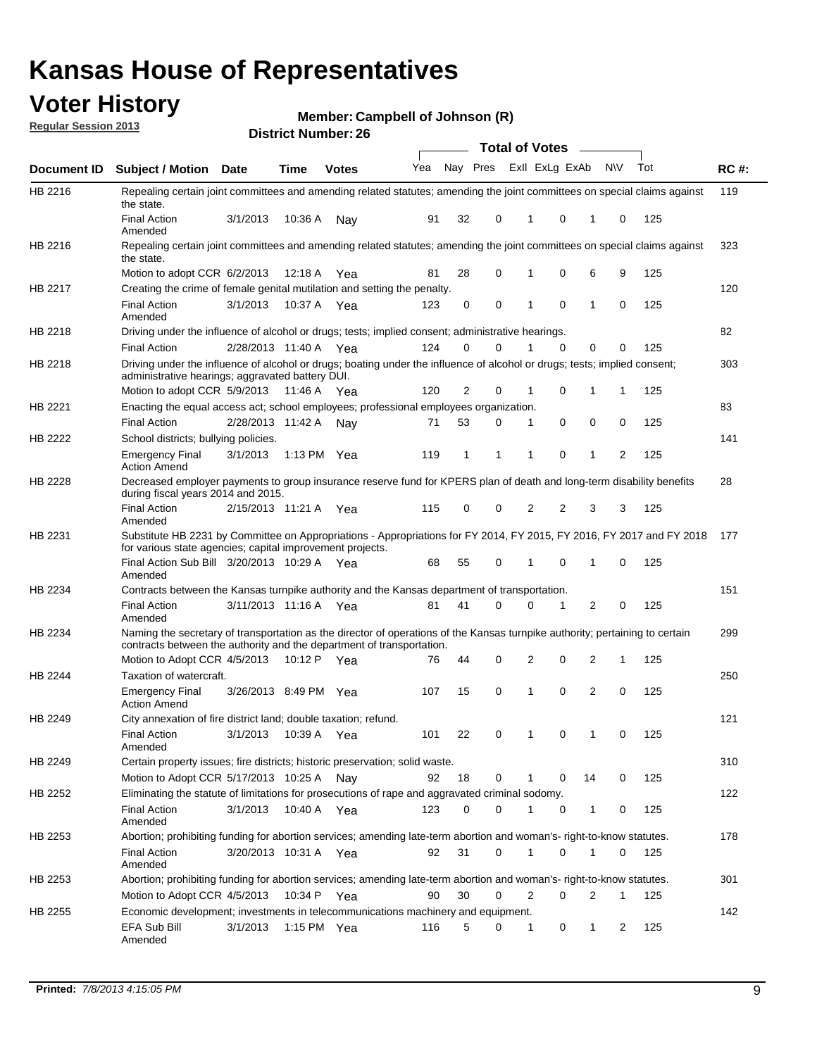# Kansas House of Representatives

## Voter History

**Regular Session 2013**

**Member: Campbell of Johnson (R)**

**District Number: 26**

| Document ID | Subject / Motion | Date | Time | Votes | Yea | Nay | Pres | ExII | ExLg | ExAb | N\V | Tot | RC #: |
|---|---|---|---|---|---|---|---|---|---|---|---|---|---|
| HB 2216 | Repealing certain joint committees and amending related statutes; amending the joint committees on special claims against the state. | | | | | | | | | | | | 119 |
| | Final Action Amended | 3/1/2013 | 10:36 A | Nay | 91 | 32 | 0 | 1 | 0 | 1 | 0 | 125 | |
| HB 2216 | Repealing certain joint committees and amending related statutes; amending the joint committees on special claims against the state. | | | | | | | | | | | | 323 |
| | Motion to adopt CCR | 6/2/2013 | 12:18 A | Yea | 81 | 28 | 0 | 1 | 0 | 6 | 9 | 125 | |
| HB 2217 | Creating the crime of female genital mutilation and setting the penalty. | | | | | | | | | | | | 120 |
| | Final Action Amended | 3/1/2013 | 10:37 A | Yea | 123 | 0 | 0 | 1 | 0 | 1 | 0 | 125 | |
| HB 2218 | Driving under the influence of alcohol or drugs; tests; implied consent; administrative hearings. | | | | | | | | | | | | 82 |
| | Final Action | 2/28/2013 | 11:40 A | Yea | 124 | 0 | 0 | 1 | 0 | 0 | 0 | 125 | |
| HB 2218 | Driving under the influence of alcohol or drugs; boating under the influence of alcohol or drugs; tests; implied consent; administrative hearings; aggravated battery DUI. | | | | | | | | | | | | 303 |
| | Motion to adopt CCR | 5/9/2013 | 11:46 A | Yea | 120 | 2 | 0 | 1 | 0 | 1 | 1 | 125 | |
| HB 2221 | Enacting the equal access act; school employees; professional employees organization. | | | | | | | | | | | | 83 |
| | Final Action | 2/28/2013 | 11:42 A | Nay | 71 | 53 | 0 | 1 | 0 | 0 | 0 | 125 | |
| HB 2222 | School districts; bullying policies. | | | | | | | | | | | | 141 |
| | Emergency Final Action Amend | 3/1/2013 | 1:13 PM | Yea | 119 | 1 | 1 | 1 | 0 | 1 | 2 | 125 | |
| HB 2228 | Decreased employer payments to group insurance reserve fund for KPERS plan of death and long-term disability benefits during fiscal years 2014 and 2015. | | | | | | | | | | | | 28 |
| | Final Action Amended | 2/15/2013 | 11:21 A | Yea | 115 | 0 | 0 | 2 | 2 | 3 | 3 | 125 | |
| HB 2231 | Substitute HB 2231 by Committee on Appropriations - Appropriations for FY 2014, FY 2015, FY 2016, FY 2017 and FY 2018 for various state agencies; capital improvement projects. | | | | | | | | | | | | 177 |
| | Final Action Sub Bill Amended | 3/20/2013 | 10:29 A | Yea | 68 | 55 | 0 | 1 | 0 | 1 | 0 | 125 | |
| HB 2234 | Contracts between the Kansas turnpike authority and the Kansas department of transportation. | | | | | | | | | | | | 151 |
| | Final Action Amended | 3/11/2013 | 11:16 A | Yea | 81 | 41 | 0 | 0 | 1 | 2 | 0 | 125 | |
| HB 2234 | Naming the secretary of transportation as the director of operations of the Kansas turnpike authority; pertaining to certain contracts between the authority and the department of transportation. | | | | | | | | | | | | 299 |
| | Motion to Adopt CCR | 4/5/2013 | 10:12 P | Yea | 76 | 44 | 0 | 2 | 0 | 2 | 1 | 125 | |
| HB 2244 | Taxation of watercraft. | | | | | | | | | | | | 250 |
| | Emergency Final Action Amend | 3/26/2013 | 8:49 PM | Yea | 107 | 15 | 0 | 1 | 0 | 2 | 0 | 125 | |
| HB 2249 | City annexation of fire district land; double taxation; refund. | | | | | | | | | | | | 121 |
| | Final Action Amended | 3/1/2013 | 10:39 A | Yea | 101 | 22 | 0 | 1 | 0 | 1 | 0 | 125 | |
| HB 2249 | Certain property issues; fire districts; historic preservation; solid waste. | | | | | | | | | | | | 310 |
| | Motion to Adopt CCR | 5/17/2013 | 10:25 A | Nay | 92 | 18 | 0 | 1 | 0 | 14 | 0 | 125 | |
| HB 2252 | Eliminating the statute of limitations for prosecutions of rape and aggravated criminal sodomy. | | | | | | | | | | | | 122 |
| | Final Action Amended | 3/1/2013 | 10:40 A | Yea | 123 | 0 | 0 | 1 | 0 | 1 | 0 | 125 | |
| HB 2253 | Abortion; prohibiting funding for abortion services; amending late-term abortion and woman's- right-to-know statutes. | | | | | | | | | | | | 178 |
| | Final Action Amended | 3/20/2013 | 10:31 A | Yea | 92 | 31 | 0 | 1 | 0 | 1 | 0 | 125 | |
| HB 2253 | Abortion; prohibiting funding for abortion services; amending late-term abortion and woman's- right-to-know statutes. | | | | | | | | | | | | 301 |
| | Motion to Adopt CCR | 4/5/2013 | 10:34 P | Yea | 90 | 30 | 0 | 2 | 0 | 2 | 1 | 125 | |
| HB 2255 | Economic development; investments in telecommunications machinery and equipment. | | | | | | | | | | | | 142 |
| | EFA Sub Bill Amended | 3/1/2013 | 1:15 PM | Yea | 116 | 5 | 0 | 1 | 0 | 1 | 2 | 125 | |

**Printed:** *7/8/2013 4:15:05 PM*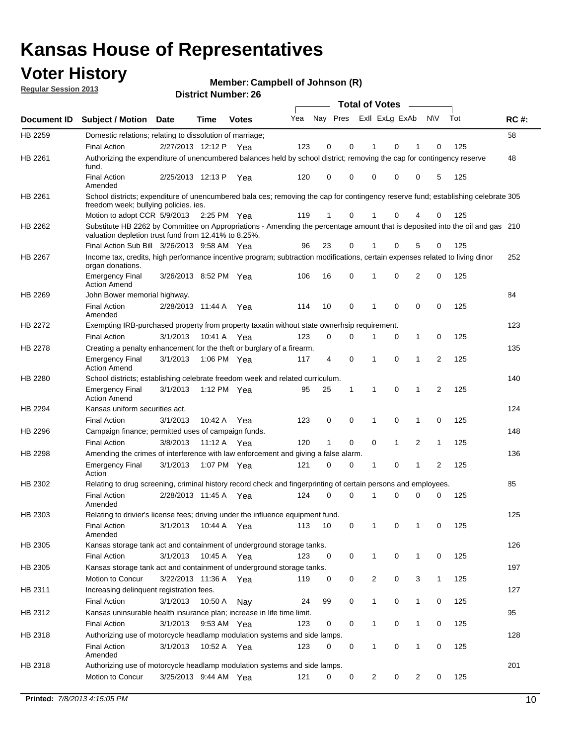# Kansas House of Representatives

## Voter History

**Regular Session 2013**

**Member: Campbell of Johnson (R)**

**District Number: 26**

| Document ID | Subject / Motion | Date | Time | Votes | Yea | Nay | Pres | ExII | ExLg | ExAb | N\V | Tot | RC #: |
|---|---|---|---|---|---|---|---|---|---|---|---|---|---|
| HB 2259 | Domestic relations; relating to dissolution of marriage; | | | | | | | | | | | | 58 |
| | Final Action | 2/27/2013 | 12:12 P | Yea | 123 | 0 | 0 | 1 | 0 | 1 | 0 | 125 | |
| HB 2261 | Authorizing the expenditure of unencumbered balances held by school district; removing the cap for contingency reserve fund. | | | | | | | | | | | | 48 |
| | Final Action Amended | 2/25/2013 | 12:13 P | Yea | 120 | 0 | 0 | 0 | 0 | 0 | 5 | 125 | |
| HB 2261 | School districts; expenditure of unencumbered bala ces; removing the cap for contingency reserve fund; establishing celebrate freedom week; bullying policies. ies. | | | | | | | | | | | | 305 |
| | Motion to adopt CCR | 5/9/2013 | 2:25 PM | Yea | 119 | 1 | 0 | 1 | 0 | 4 | 0 | 125 | |
| HB 2262 | Substitute HB 2262 by Committee on Appropriations - Amending the percentage amount that is deposited into the oil and gas valuation depletion trust fund from 12.41% to 8.25%. | | | | | | | | | | | | 210 |
| | Final Action Sub Bill | 3/26/2013 | 9:58 AM | Yea | 96 | 23 | 0 | 1 | 0 | 5 | 0 | 125 | |
| HB 2267 | Income tax, credits, high performance incentive program; subtraction modifications, certain expenses related to living dinor organ donations. | | | | | | | | | | | | 252 |
| | Emergency Final Action Amend | 3/26/2013 | 8:52 PM | Yea | 106 | 16 | 0 | 1 | 0 | 2 | 0 | 125 | |
| HB 2269 | John Bower memorial highway. | | | | | | | | | | | | 84 |
| | Final Action Amended | 2/28/2013 | 11:44 A | Yea | 114 | 10 | 0 | 1 | 0 | 0 | 0 | 125 | |
| HB 2272 | Exempting IRB-purchased property from property taxatin without state ownerhsip requirement. | | | | | | | | | | | | 123 |
| | Final Action | 3/1/2013 | 10:41 A | Yea | 123 | 0 | 0 | 1 | 0 | 1 | 0 | 125 | |
| HB 2278 | Creating a penalty enhancement for the theft or burglary of a firearm. | | | | | | | | | | | | 135 |
| | Emergency Final Action Amend | 3/1/2013 | 1:06 PM | Yea | 117 | 4 | 0 | 1 | 0 | 1 | 2 | 125 | |
| HB 2280 | School districts; establishing celebrate freedom week and related curriculum. | | | | | | | | | | | | 140 |
| | Emergency Final Action Amend | 3/1/2013 | 1:12 PM | Yea | 95 | 25 | 1 | 1 | 0 | 1 | 2 | 125 | |
| HB 2294 | Kansas uniform securities act. | | | | | | | | | | | | 124 |
| | Final Action | 3/1/2013 | 10:42 A | Yea | 123 | 0 | 0 | 1 | 0 | 1 | 0 | 125 | |
| HB 2296 | Campaign finance; permitted uses of campaign funds. | | | | | | | | | | | | 148 |
| | Final Action | 3/8/2013 | 11:12 A | Yea | 120 | 1 | 0 | 0 | 1 | 2 | 1 | 125 | |
| HB 2298 | Amending the crimes of interference with law enforcement and giving a false alarm. | | | | | | | | | | | | 136 |
| | Emergency Final Action | 3/1/2013 | 1:07 PM | Yea | 121 | 0 | 0 | 1 | 0 | 1 | 2 | 125 | |
| HB 2302 | Relating to drug screening, criminal history record check and fingerprinting of certain persons and employees. | | | | | | | | | | | | 85 |
| | Final Action Amended | 2/28/2013 | 11:45 A | Yea | 124 | 0 | 0 | 1 | 0 | 0 | 0 | 125 | |
| HB 2303 | Relating to drivier's license fees; driving under the influence equipment fund. | | | | | | | | | | | | 125 |
| | Final Action Amended | 3/1/2013 | 10:44 A | Yea | 113 | 10 | 0 | 1 | 0 | 1 | 0 | 125 | |
| HB 2305 | Kansas storage tank act and containment of underground storage tanks. | | | | | | | | | | | | 126 |
| | Final Action | 3/1/2013 | 10:45 A | Yea | 123 | 0 | 0 | 1 | 0 | 1 | 0 | 125 | |
| HB 2305 | Kansas storage tank act and containment of underground storage tanks. | | | | | | | | | | | | 197 |
| | Motion to Concur | 3/22/2013 | 11:36 A | Yea | 119 | 0 | 0 | 2 | 0 | 3 | 1 | 125 | |
| HB 2311 | Increasing delinquent registration fees. | | | | | | | | | | | | 127 |
| | Final Action | 3/1/2013 | 10:50 A | Nay | 24 | 99 | 0 | 1 | 0 | 1 | 0 | 125 | |
| HB 2312 | Kansas uninsurable health insurance plan; increase in life time limit. | | | | | | | | | | | | 95 |
| | Final Action | 3/1/2013 | 9:53 AM | Yea | 123 | 0 | 0 | 1 | 0 | 1 | 0 | 125 | |
| HB 2318 | Authorizing use of motorcycle headlamp modulation systems and side lamps. | | | | | | | | | | | | 128 |
| | Final Action Amended | 3/1/2013 | 10:52 A | Yea | 123 | 0 | 0 | 1 | 0 | 1 | 0 | 125 | |
| HB 2318 | Authorizing use of motorcycle headlamp modulation systems and side lamps. | | | | | | | | | | | | 201 |
| | Motion to Concur | 3/25/2013 | 9:44 AM | Yea | 121 | 0 | 0 | 2 | 0 | 2 | 0 | 125 | |

**Printed:** *7/8/2013 4:15:05 PM*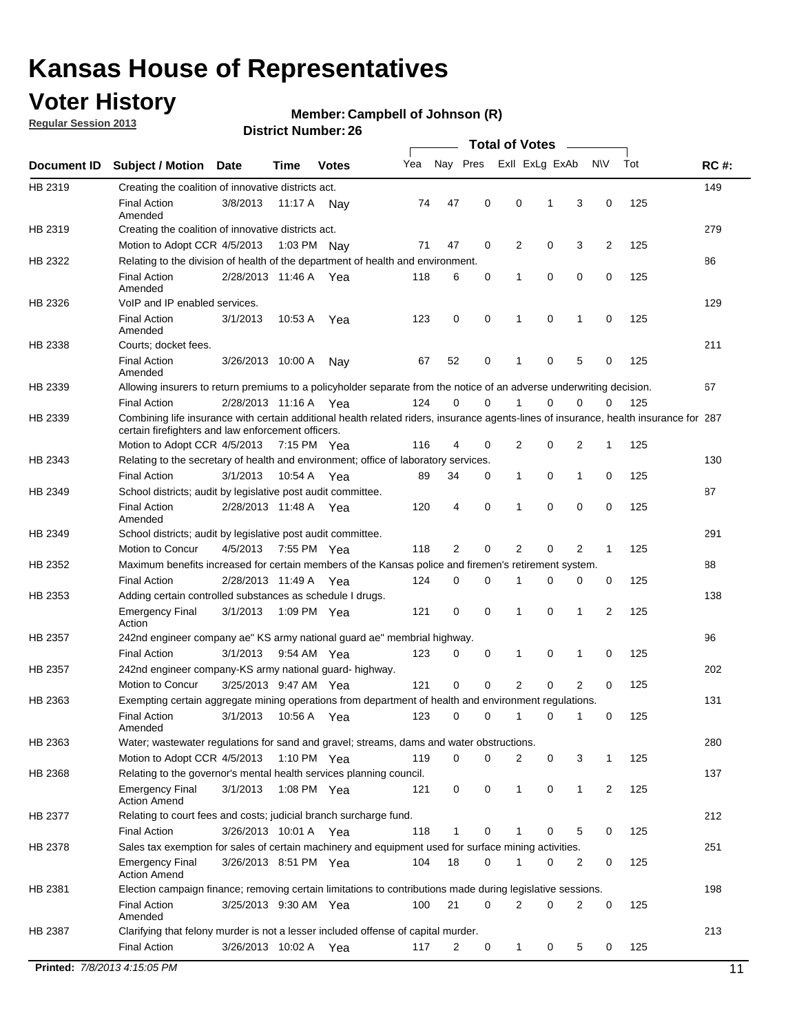# Kansas House of Representatives

## Voter History

**Regular Session 2013**

**Member: Campbell of Johnson (R)**

**District Number: 26**

| Document ID | Subject / Motion | Date | Time | Votes | Yea | Nay | Pres | ExlI | ExLg | ExAb | N\V | Tot | RC #: |
|---|---|---|---|---|---|---|---|---|---|---|---|---|---|
| HB 2319 | Creating the coalition of innovative districts act. | | | | | | | | | | | | 149 |
| | Final Action Amended | 3/8/2013 | 11:17 A | Nay | 74 | 47 | 0 | 0 | 1 | 3 | 0 | 125 | |
| HB 2319 | Creating the coalition of innovative districts act. | | | | | | | | | | | | 279 |
| | Motion to Adopt CCR | 4/5/2013 | 1:03 PM | Nay | 71 | 47 | 0 | 2 | 0 | 3 | 2 | 125 | |
| HB 2322 | Relating to the division of health of the department of health and environment. | | | | | | | | | | | | 86 |
| | Final Action Amended | 2/28/2013 | 11:46 A | Yea | 118 | 6 | 0 | 1 | 0 | 0 | 0 | 125 | |
| HB 2326 | VoIP and IP enabled services. | | | | | | | | | | | | 129 |
| | Final Action Amended | 3/1/2013 | 10:53 A | Yea | 123 | 0 | 0 | 1 | 0 | 1 | 0 | 125 | |
| HB 2338 | Courts; docket fees. | | | | | | | | | | | | 211 |
| | Final Action Amended | 3/26/2013 | 10:00 A | Nay | 67 | 52 | 0 | 1 | 0 | 5 | 0 | 125 | |
| HB 2339 | Allowing insurers to return premiums to a policyholder separate from the notice of an adverse underwriting decision. | | | | | | | | | | | | 67 |
| | Final Action | 2/28/2013 | 11:16 A | Yea | 124 | 0 | 0 | 1 | 0 | 0 | 0 | 125 | |
| HB 2339 | Combining life insurance with certain additional health related riders, insurance agents-lines of insurance, health insurance for certain firefighters and law enforcement officers. | | | | | | | | | | | | 287 |
| | Motion to Adopt CCR | 4/5/2013 | 7:15 PM | Yea | 116 | 4 | 0 | 2 | 0 | 2 | 1 | 125 | |
| HB 2343 | Relating to the secretary of health and environment; office of laboratory services. | | | | | | | | | | | | 130 |
| | Final Action | 3/1/2013 | 10:54 A | Yea | 89 | 34 | 0 | 1 | 0 | 1 | 0 | 125 | |
| HB 2349 | School districts; audit by legislative post audit committee. | | | | | | | | | | | | 87 |
| | Final Action Amended | 2/28/2013 | 11:48 A | Yea | 120 | 4 | 0 | 1 | 0 | 0 | 0 | 125 | |
| HB 2349 | School districts; audit by legislative post audit committee. | | | | | | | | | | | | 291 |
| | Motion to Concur | 4/5/2013 | 7:55 PM | Yea | 118 | 2 | 0 | 2 | 0 | 2 | 1 | 125 | |
| HB 2352 | Maximum benefits increased for certain members of the Kansas police and firemen's retirement system. | | | | | | | | | | | | 88 |
| | Final Action | 2/28/2013 | 11:49 A | Yea | 124 | 0 | 0 | 1 | 0 | 0 | 0 | 125 | |
| HB 2353 | Adding certain controlled substances as schedule I drugs. | | | | | | | | | | | | 138 |
| | Emergency Final Action | 3/1/2013 | 1:09 PM | Yea | 121 | 0 | 0 | 1 | 0 | 1 | 2 | 125 | |
| HB 2357 | 242nd engineer company ae" KS army national guard ae" membrial highway. | | | | | | | | | | | | 96 |
| | Final Action | 3/1/2013 | 9:54 AM | Yea | 123 | 0 | 0 | 1 | 0 | 1 | 0 | 125 | |
| HB 2357 | 242nd engineer company-KS army national guard- highway. | | | | | | | | | | | | 202 |
| | Motion to Concur | 3/25/2013 | 9:47 AM | Yea | 121 | 0 | 0 | 2 | 0 | 2 | 0 | 125 | |
| HB 2363 | Exempting certain aggregate mining operations from department of health and environment regulations. | | | | | | | | | | | | 131 |
| | Final Action Amended | 3/1/2013 | 10:56 A | Yea | 123 | 0 | 0 | 1 | 0 | 1 | 0 | 125 | |
| HB 2363 | Water; wastewater regulations for sand and gravel; streams, dams and water obstructions. | | | | | | | | | | | | 280 |
| | Motion to Adopt CCR | 4/5/2013 | 1:10 PM | Yea | 119 | 0 | 0 | 2 | 0 | 3 | 1 | 125 | |
| HB 2368 | Relating to the governor's mental health services planning council. | | | | | | | | | | | | 137 |
| | Emergency Final Action Amend | 3/1/2013 | 1:08 PM | Yea | 121 | 0 | 0 | 1 | 0 | 1 | 2 | 125 | |
| HB 2377 | Relating to court fees and costs; judicial branch surcharge fund. | | | | | | | | | | | | 212 |
| | Final Action | 3/26/2013 | 10:01 A | Yea | 118 | 1 | 0 | 1 | 0 | 5 | 0 | 125 | |
| HB 2378 | Sales tax exemption for sales of certain machinery and equipment used for surface mining activities. | | | | | | | | | | | | 251 |
| | Emergency Final Action Amend | 3/26/2013 | 8:51 PM | Yea | 104 | 18 | 0 | 1 | 0 | 2 | 0 | 125 | |
| HB 2381 | Election campaign finance; removing certain limitations to contributions made during legislative sessions. | | | | | | | | | | | | 198 |
| | Final Action Amended | 3/25/2013 | 9:30 AM | Yea | 100 | 21 | 0 | 2 | 0 | 2 | 0 | 125 | |
| HB 2387 | Clarifying that felony murder is not a lesser included offense of capital murder. | | | | | | | | | | | | 213 |
| | Final Action | 3/26/2013 | 10:02 A | Yea | 117 | 2 | 0 | 1 | 0 | 5 | 0 | 125 | |

**Printed:** *7/8/2013 4:15:05 PM*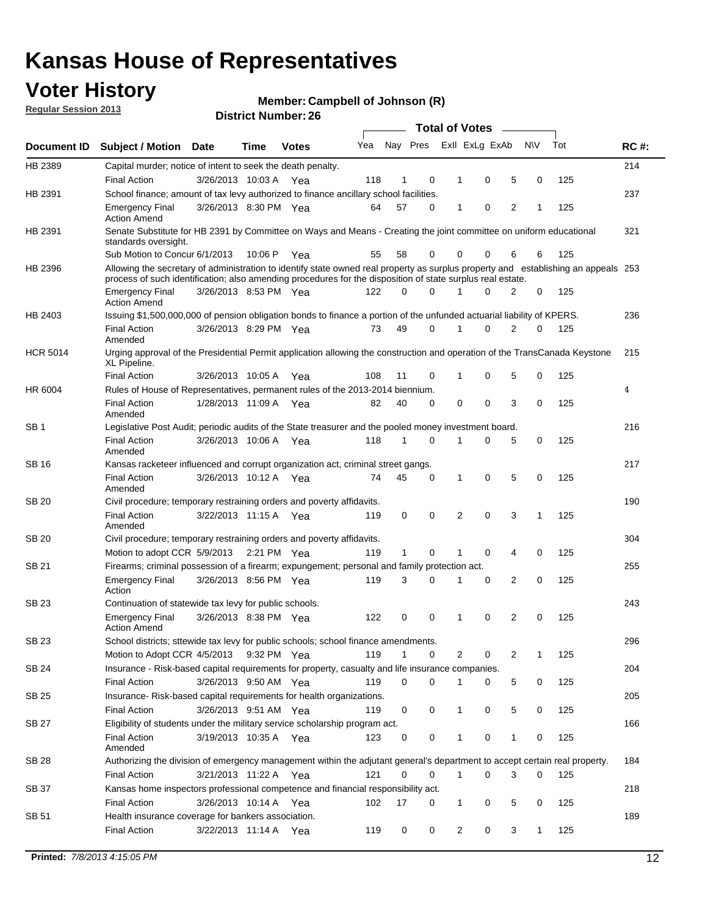# Kansas House of Representatives

## Voter History

**Regular Session 2013**

**Member: Campbell of Johnson (R)**

**District Number: 26**

| Document ID | Subject / Motion | Date | Time | Votes | Yea | Nay | Pres | ExII | ExLg | ExAb | N\V | Tot | RC #: |
|---|---|---|---|---|---|---|---|---|---|---|---|---|---|
| HB 2389 | Capital murder; notice of intent to seek the death penalty. | | | | | | | | | | | | 214 |
| | Final Action | 3/26/2013 | 10:03 A | Yea | 118 | 1 | 0 | 1 | 0 | 5 | 0 | 125 | |
| HB 2391 | School finance; amount of tax levy authorized to finance ancillary school facilities. | | | | | | | | | | | | 237 |
| | Emergency Final Action Amend | 3/26/2013 | 8:30 PM | Yea | 64 | 57 | 0 | 1 | 0 | 2 | 1 | 125 | |
| HB 2391 | Senate Substitute for HB 2391 by Committee on Ways and Means - Creating the joint committee on uniform educational standards oversight. | | | | | | | | | | | | 321 |
| | Sub Motion to Concur | 6/1/2013 | 10:06 P | Yea | 55 | 58 | 0 | 0 | 0 | 6 | 6 | 125 | |
| HB 2396 | Allowing the secretary of administration to identify state owned real property as surplus property and establishing an appeals process of such identification; also amending procedures for the disposition of state surplus real estate. | | | | | | | | | | | | 253 |
| | Emergency Final Action Amend | 3/26/2013 | 8:53 PM | Yea | 122 | 0 | 0 | 1 | 0 | 2 | 0 | 125 | |
| HB 2403 | Issuing $1,500,000,000 of pension obligation bonds to finance a portion of the unfunded actuarial liability of KPERS. | | | | | | | | | | | | 236 |
| | Final Action Amended | 3/26/2013 | 8:29 PM | Yea | 73 | 49 | 0 | 1 | 0 | 2 | 0 | 125 | |
| HCR 5014 | Urging approval of the Presidential Permit application allowing the construction and operation of the TransCanada Keystone XL Pipeline. | | | | | | | | | | | | 215 |
| | Final Action | 3/26/2013 | 10:05 A | Yea | 108 | 11 | 0 | 1 | 0 | 5 | 0 | 125 | |
| HR 6004 | Rules of House of Representatives, permanent rules of the 2013-2014 biennium. | | | | | | | | | | | | 4 |
| | Final Action Amended | 1/28/2013 | 11:09 A | Yea | 82 | 40 | 0 | 0 | 0 | 3 | 0 | 125 | |
| SB 1 | Legislative Post Audit; periodic audits of the State treasurer and the pooled money investment board. | | | | | | | | | | | | 216 |
| | Final Action Amended | 3/26/2013 | 10:06 A | Yea | 118 | 1 | 0 | 1 | 0 | 5 | 0 | 125 | |
| SB 16 | Kansas racketeer influenced and corrupt organization act, criminal street gangs. | | | | | | | | | | | | 217 |
| | Final Action Amended | 3/26/2013 | 10:12 A | Yea | 74 | 45 | 0 | 1 | 0 | 5 | 0 | 125 | |
| SB 20 | Civil procedure; temporary restraining orders and poverty affidavits. | | | | | | | | | | | | 190 |
| | Final Action Amended | 3/22/2013 | 11:15 A | Yea | 119 | 0 | 0 | 2 | 0 | 3 | 1 | 125 | |
| SB 20 | Civil procedure; temporary restraining orders and poverty affidavits. | | | | | | | | | | | | 304 |
| | Motion to adopt CCR | 5/9/2013 | 2:21 PM | Yea | 119 | 1 | 0 | 1 | 0 | 4 | 0 | 125 | |
| SB 21 | Firearms; criminal possession of a firearm; expungement; personal and family protection act. | | | | | | | | | | | | 255 |
| | Emergency Final Action | 3/26/2013 | 8:56 PM | Yea | 119 | 3 | 0 | 1 | 0 | 2 | 0 | 125 | |
| SB 23 | Continuation of statewide tax levy for public schools. | | | | | | | | | | | | 243 |
| | Emergency Final Action Amend | 3/26/2013 | 8:38 PM | Yea | 122 | 0 | 0 | 1 | 0 | 2 | 0 | 125 | |
| SB 23 | School districts; sttewide tax levy for public schools; school finance amendments. | | | | | | | | | | | | 296 |
| | Motion to Adopt CCR | 4/5/2013 | 9:32 PM | Yea | 119 | 1 | 0 | 2 | 0 | 2 | 1 | 125 | |
| SB 24 | Insurance - Risk-based capital requirements for property, casualty and life insurance companies. | | | | | | | | | | | | 204 |
| | Final Action | 3/26/2013 | 9:50 AM | Yea | 119 | 0 | 0 | 1 | 0 | 5 | 0 | 125 | |
| SB 25 | Insurance- Risk-based capital requirements for health organizations. | | | | | | | | | | | | 205 |
| | Final Action | 3/26/2013 | 9:51 AM | Yea | 119 | 0 | 0 | 1 | 0 | 5 | 0 | 125 | |
| SB 27 | Eligibility of students under the military service scholarship program act. | | | | | | | | | | | | 166 |
| | Final Action Amended | 3/19/2013 | 10:35 A | Yea | 123 | 0 | 0 | 1 | 0 | 1 | 0 | 125 | |
| SB 28 | Authorizing the division of emergency management within the adjutant general's department to accept certain real property. | | | | | | | | | | | | 184 |
| | Final Action | 3/21/2013 | 11:22 A | Yea | 121 | 0 | 0 | 1 | 0 | 3 | 0 | 125 | |
| SB 37 | Kansas home inspectors professional competence and financial responsibility act. | | | | | | | | | | | | 218 |
| | Final Action | 3/26/2013 | 10:14 A | Yea | 102 | 17 | 0 | 1 | 0 | 5 | 0 | 125 | |
| SB 51 | Health insurance coverage for bankers association. | | | | | | | | | | | | 189 |
| | Final Action | 3/22/2013 | 11:14 A | Yea | 119 | 0 | 0 | 2 | 0 | 3 | 1 | 125 | |

**Printed:** *7/8/2013 4:15:05 PM*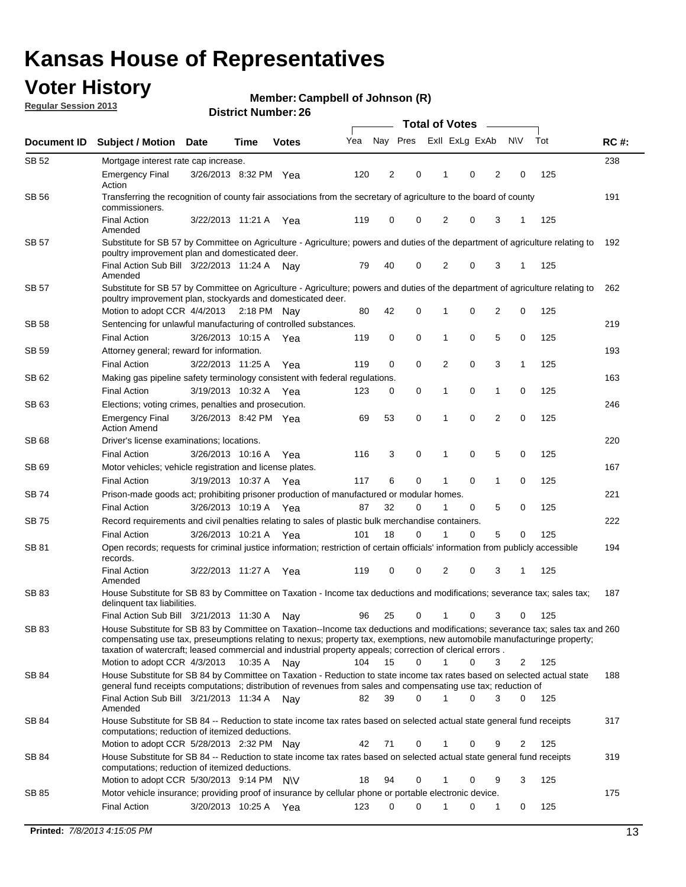# Kansas House of Representatives

## Voter History

**Regular Session 2013**

**Member: Campbell of Johnson (R)**

**District Number: 26**

| Document ID | Subject / Motion | Date | Time | Votes | Yea | Nay | Pres | ExII | ExLg | ExAb | N\V | Tot | RC #: |
|---|---|---|---|---|---|---|---|---|---|---|---|---|---|
| SB 52 | Mortgage interest rate cap increase. | | | | | | | | | | | | 238 |
| | Emergency Final Action | 3/26/2013 | 8:32 PM | Yea | 120 | 2 | 0 | 1 | 0 | 2 | 0 | 125 | |
| SB 56 | Transferring the recognition of county fair associations from the secretary of agriculture to the board of county commissioners. | | | | | | | | | | | | 191 |
| | Final Action Amended | 3/22/2013 | 11:21 A | Yea | 119 | 0 | 0 | 2 | 0 | 3 | 1 | 125 | |
| SB 57 | Substitute for SB 57 by Committee on Agriculture - Agriculture; powers and duties of the department of agriculture relating to poultry improvement plan and domesticated deer. | | | | | | | | | | | | 192 |
| | Final Action Sub Bill Amended | 3/22/2013 | 11:24 A | Nay | 79 | 40 | 0 | 2 | 0 | 3 | 1 | 125 | |
| SB 57 | Substitute for SB 57 by Committee on Agriculture - Agriculture; powers and duties of the department of agriculture relating to poultry improvement plan, stockyards and domesticated deer. | | | | | | | | | | | | 262 |
| | Motion to adopt CCR | 4/4/2013 | 2:18 PM | Nay | 80 | 42 | 0 | 1 | 0 | 2 | 0 | 125 | |
| SB 58 | Sentencing for unlawful manufacturing of controlled substances. | | | | | | | | | | | | 219 |
| | Final Action | 3/26/2013 | 10:15 A | Yea | 119 | 0 | 0 | 1 | 0 | 5 | 0 | 125 | |
| SB 59 | Attorney general; reward for information. | | | | | | | | | | | | 193 |
| | Final Action | 3/22/2013 | 11:25 A | Yea | 119 | 0 | 0 | 2 | 0 | 3 | 1 | 125 | |
| SB 62 | Making gas pipeline safety terminology consistent with federal regulations. | | | | | | | | | | | | 163 |
| | Final Action | 3/19/2013 | 10:32 A | Yea | 123 | 0 | 0 | 1 | 0 | 1 | 0 | 125 | |
| SB 63 | Elections; voting crimes, penalties and prosecution. | | | | | | | | | | | | 246 |
| | Emergency Final Action Amend | 3/26/2013 | 8:42 PM | Yea | 69 | 53 | 0 | 1 | 0 | 2 | 0 | 125 | |
| SB 68 | Driver's license examinations; locations. | | | | | | | | | | | | 220 |
| | Final Action | 3/26/2013 | 10:16 A | Yea | 116 | 3 | 0 | 1 | 0 | 5 | 0 | 125 | |
| SB 69 | Motor vehicles; vehicle registration and license plates. | | | | | | | | | | | | 167 |
| | Final Action | 3/19/2013 | 10:37 A | Yea | 117 | 6 | 0 | 1 | 0 | 1 | 0 | 125 | |
| SB 74 | Prison-made goods act; prohibiting prisoner production of manufactured or modular homes. | | | | | | | | | | | | 221 |
| | Final Action | 3/26/2013 | 10:19 A | Yea | 87 | 32 | 0 | 1 | 0 | 5 | 0 | 125 | |
| SB 75 | Record requirements and civil penalties relating to sales of plastic bulk merchandise containers. | | | | | | | | | | | | 222 |
| | Final Action | 3/26/2013 | 10:21 A | Yea | 101 | 18 | 0 | 1 | 0 | 5 | 0 | 125 | |
| SB 81 | Open records; requests for criminal justice information; restriction of certain officials' information from publicly accessible records. | | | | | | | | | | | | 194 |
| | Final Action Amended | 3/22/2013 | 11:27 A | Yea | 119 | 0 | 0 | 2 | 0 | 3 | 1 | 125 | |
| SB 83 | House Substitute for SB 83 by Committee on Taxation - Income tax deductions and modifications; severance tax; sales tax; delinquent tax liabilities. | | | | | | | | | | | | 187 |
| | Final Action Sub Bill | 3/21/2013 | 11:30 A | Nay | 96 | 25 | 0 | 1 | 0 | 3 | 0 | 125 | |
| SB 83 | House Substitute for SB 83 by Committee on Taxation--Income tax deductions and modifications; severance tax; sales tax and compensating use tax, preseumptions relating to nexus; property tax, exemptions, new automobile manufacturinge property; taxation of watercraft; leased commercial and industrial property appeals; correction of clerical errors . | | | | | | | | | | | | 260 |
| | Motion to adopt CCR | 4/3/2013 | 10:35 A | Nay | 104 | 15 | 0 | 1 | 0 | 3 | 2 | 125 | |
| SB 84 | House Substitute for SB 84 by Committee on Taxation - Reduction to state income tax rates based on selected actual state general fund receipts computations; distribution of revenues from sales and compensating use tax; reduction of | | | | | | | | | | | | 188 |
| | Final Action Sub Bill Amended | 3/21/2013 | 11:34 A | Nay | 82 | 39 | 0 | 1 | 0 | 3 | 0 | 125 | |
| SB 84 | House Substitute for SB 84 -- Reduction to state income tax rates based on selected actual state general fund receipts computations; reduction of itemized deductions. | | | | | | | | | | | | 317 |
| | Motion to adopt CCR | 5/28/2013 | 2:32 PM | Nay | 42 | 71 | 0 | 1 | 0 | 9 | 2 | 125 | |
| SB 84 | House Substitute for SB 84 -- Reduction to state income tax rates based on selected actual state general fund receipts computations; reduction of itemized deductions. | | | | | | | | | | | | 319 |
| | Motion to adopt CCR | 5/30/2013 | 9:14 PM | N\V | 18 | 94 | 0 | 1 | 0 | 9 | 3 | 125 | |
| SB 85 | Motor vehicle insurance; providing proof of insurance by cellular phone or portable electronic device. | | | | | | | | | | | | 175 |
| | Final Action | 3/20/2013 | 10:25 A | Yea | 123 | 0 | 0 | 1 | 0 | 1 | 0 | 125 | |

**Printed:** *7/8/2013 4:15:05 PM*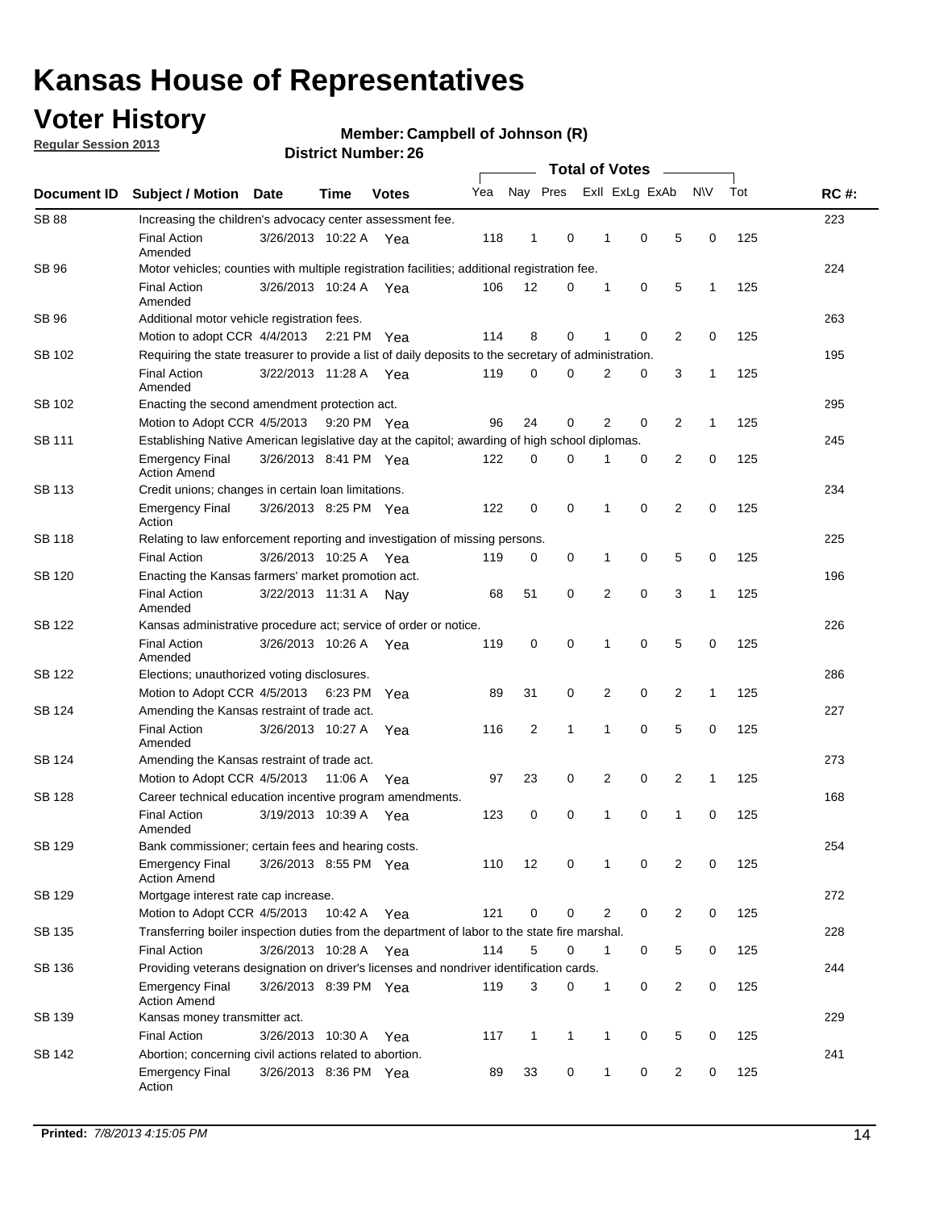# Kansas House of Representatives

## Voter History

**Regular Session 2013**

**Member: Campbell of Johnson (R)**

**District Number: 26**

| Document ID | Subject / Motion | Date | Time | Votes | Yea | Nay | Pres | ExII | ExLg | ExAb | N\V | Tot | RC #: |
|---|---|---|---|---|---|---|---|---|---|---|---|---|---|
| SB 88 | Increasing the children's advocacy center assessment fee. | | | | | | | | | | | | 223 |
| | Final Action Amended | 3/26/2013 | 10:22 A | Yea | 118 | 1 | 0 | 1 | 0 | 5 | 0 | 125 | |
| SB 96 | Motor vehicles; counties with multiple registration facilities; additional registration fee. | | | | | | | | | | | | 224 |
| | Final Action Amended | 3/26/2013 | 10:24 A | Yea | 106 | 12 | 0 | 1 | 0 | 5 | 1 | 125 | |
| SB 96 | Additional motor vehicle registration fees. | | | | | | | | | | | | 263 |
| | Motion to adopt CCR | 4/4/2013 | 2:21 PM | Yea | 114 | 8 | 0 | 1 | 0 | 2 | 0 | 125 | |
| SB 102 | Requiring the state treasurer to provide a list of daily deposits to the secretary of administration. | | | | | | | | | | | | 195 |
| | Final Action Amended | 3/22/2013 | 11:28 A | Yea | 119 | 0 | 0 | 2 | 0 | 3 | 1 | 125 | |
| SB 102 | Enacting the second amendment protection act. | | | | | | | | | | | | 295 |
| | Motion to Adopt CCR | 4/5/2013 | 9:20 PM | Yea | 96 | 24 | 0 | 2 | 0 | 2 | 1 | 125 | |
| SB 111 | Establishing Native American legislative day at the capitol; awarding of high school diplomas. | | | | | | | | | | | | 245 |
| | Emergency Final Action Amend | 3/26/2013 | 8:41 PM | Yea | 122 | 0 | 0 | 1 | 0 | 2 | 0 | 125 | |
| SB 113 | Credit unions; changes in certain loan limitations. | | | | | | | | | | | | 234 |
| | Emergency Final Action | 3/26/2013 | 8:25 PM | Yea | 122 | 0 | 0 | 1 | 0 | 2 | 0 | 125 | |
| SB 118 | Relating to law enforcement reporting and investigation of missing persons. | | | | | | | | | | | | 225 |
| | Final Action | 3/26/2013 | 10:25 A | Yea | 119 | 0 | 0 | 1 | 0 | 5 | 0 | 125 | |
| SB 120 | Enacting the Kansas farmers' market promotion act. | | | | | | | | | | | | 196 |
| | Final Action Amended | 3/22/2013 | 11:31 A | Nay | 68 | 51 | 0 | 2 | 0 | 3 | 1 | 125 | |
| SB 122 | Kansas administrative procedure act; service of order or notice. | | | | | | | | | | | | 226 |
| | Final Action Amended | 3/26/2013 | 10:26 A | Yea | 119 | 0 | 0 | 1 | 0 | 5 | 0 | 125 | |
| SB 122 | Elections; unauthorized voting disclosures. | | | | | | | | | | | | 286 |
| | Motion to Adopt CCR | 4/5/2013 | 6:23 PM | Yea | 89 | 31 | 0 | 2 | 0 | 2 | 1 | 125 | |
| SB 124 | Amending the Kansas restraint of trade act. | | | | | | | | | | | | 227 |
| | Final Action Amended | 3/26/2013 | 10:27 A | Yea | 116 | 2 | 1 | 1 | 0 | 5 | 0 | 125 | |
| SB 124 | Amending the Kansas restraint of trade act. | | | | | | | | | | | | 273 |
| | Motion to Adopt CCR | 4/5/2013 | 11:06 A | Yea | 97 | 23 | 0 | 2 | 0 | 2 | 1 | 125 | |
| SB 128 | Career technical education incentive program amendments. | | | | | | | | | | | | 168 |
| | Final Action Amended | 3/19/2013 | 10:39 A | Yea | 123 | 0 | 0 | 1 | 0 | 1 | 0 | 125 | |
| SB 129 | Bank commissioner; certain fees and hearing costs. | | | | | | | | | | | | 254 |
| | Emergency Final Action Amend | 3/26/2013 | 8:55 PM | Yea | 110 | 12 | 0 | 1 | 0 | 2 | 0 | 125 | |
| SB 129 | Mortgage interest rate cap increase. | | | | | | | | | | | | 272 |
| | Motion to Adopt CCR | 4/5/2013 | 10:42 A | Yea | 121 | 0 | 0 | 2 | 0 | 2 | 0 | 125 | |
| SB 135 | Transferring boiler inspection duties from the department of labor to the state fire marshal. | | | | | | | | | | | | 228 |
| | Final Action | 3/26/2013 | 10:28 A | Yea | 114 | 5 | 0 | 1 | 0 | 5 | 0 | 125 | |
| SB 136 | Providing veterans designation on driver's licenses and nondriver identification cards. | | | | | | | | | | | | 244 |
| | Emergency Final Action Amend | 3/26/2013 | 8:39 PM | Yea | 119 | 3 | 0 | 1 | 0 | 2 | 0 | 125 | |
| SB 139 | Kansas money transmitter act. | | | | | | | | | | | | 229 |
| | Final Action | 3/26/2013 | 10:30 A | Yea | 117 | 1 | 1 | 1 | 0 | 5 | 0 | 125 | |
| SB 142 | Abortion; concerning civil actions related to abortion. | | | | | | | | | | | | 241 |
| | Emergency Final Action | 3/26/2013 | 8:36 PM | Yea | 89 | 33 | 0 | 1 | 0 | 2 | 0 | 125 | |

**Printed:** *7/8/2013 4:15:05 PM*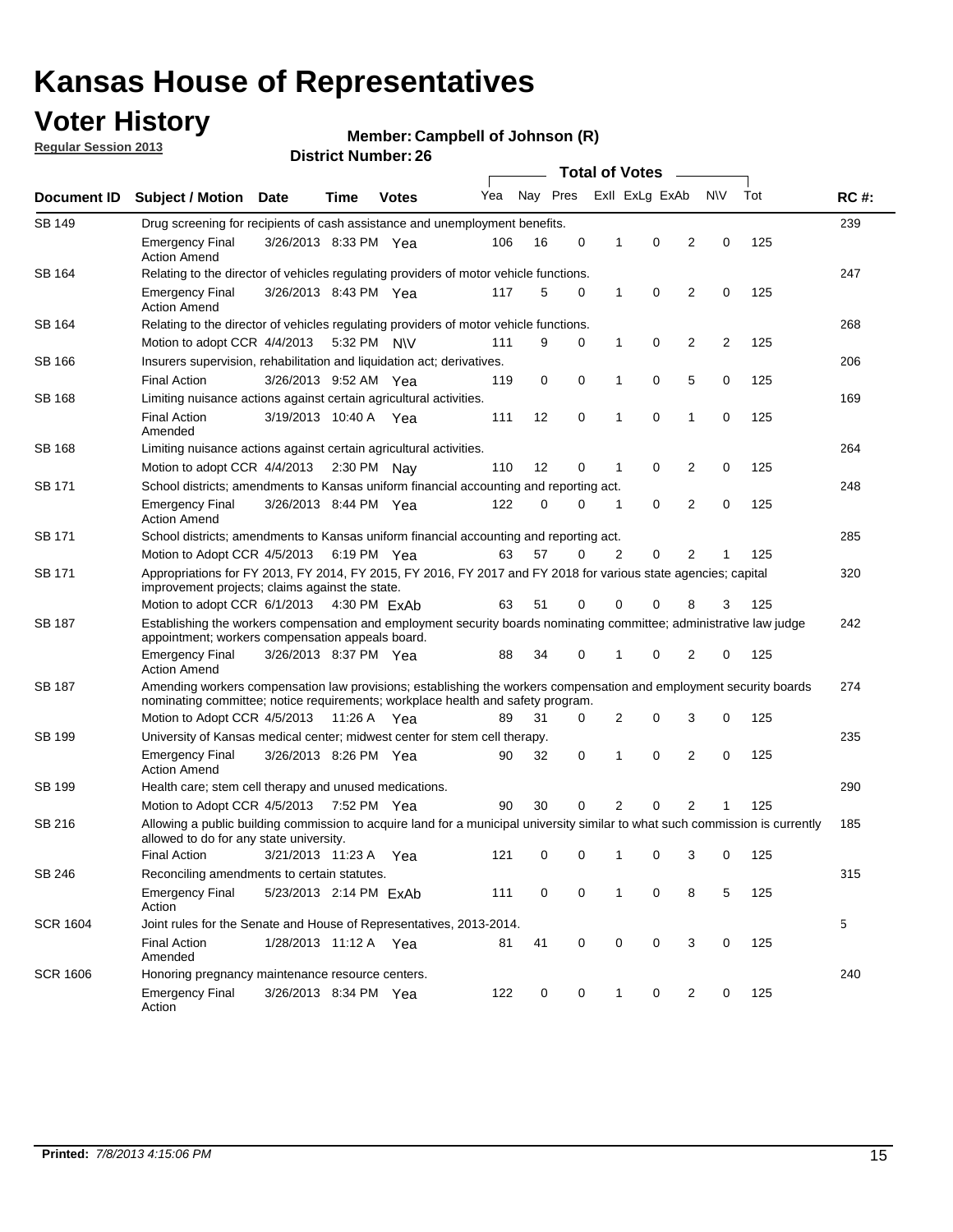# Kansas House of Representatives

## Voter History

**Regular Session 2013**

**Member: Campbell of Johnson (R)**

**District Number: 26**

| Document ID | Subject / Motion | Date | Time | Votes | Yea | Nay | Pres | ExII | ExLg | ExAb | N\V | Tot | RC #: |
|---|---|---|---|---|---|---|---|---|---|---|---|---|---|
| SB 149 | Drug screening for recipients of cash assistance and unemployment benefits. | | | | | | | | | | | | 239 |
| | Emergency Final Action Amend | 3/26/2013 | 8:33 PM | Yea | 106 | 16 | 0 | 1 | 0 | 2 | 0 | 125 | |
| SB 164 | Relating to the director of vehicles regulating providers of motor vehicle functions. | | | | | | | | | | | | 247 |
| | Emergency Final Action Amend | 3/26/2013 | 8:43 PM | Yea | 117 | 5 | 0 | 1 | 0 | 2 | 0 | 125 | |
| SB 164 | Relating to the director of vehicles regulating providers of motor vehicle functions. | | | | | | | | | | | | 268 |
| | Motion to adopt CCR | 4/4/2013 | 5:32 PM | N\V | 111 | 9 | 0 | 1 | 0 | 2 | 2 | 125 | |
| SB 166 | Insurers supervision, rehabilitation and liquidation act; derivatives. | | | | | | | | | | | | 206 |
| | Final Action | 3/26/2013 | 9:52 AM | Yea | 119 | 0 | 0 | 1 | 0 | 5 | 0 | 125 | |
| SB 168 | Limiting nuisance actions against certain agricultural activities. | | | | | | | | | | | | 169 |
| | Final Action Amended | 3/19/2013 | 10:40 A | Yea | 111 | 12 | 0 | 1 | 0 | 1 | 0 | 125 | |
| SB 168 | Limiting nuisance actions against certain agricultural activities. | | | | | | | | | | | | 264 |
| | Motion to adopt CCR | 4/4/2013 | 2:30 PM | Nay | 110 | 12 | 0 | 1 | 0 | 2 | 0 | 125 | |
| SB 171 | School districts; amendments to Kansas uniform financial accounting and reporting act. | | | | | | | | | | | | 248 |
| | Emergency Final Action Amend | 3/26/2013 | 8:44 PM | Yea | 122 | 0 | 0 | 1 | 0 | 2 | 0 | 125 | |
| SB 171 | School districts; amendments to Kansas uniform financial accounting and reporting act. | | | | | | | | | | | | 285 |
| | Motion to Adopt CCR | 4/5/2013 | 6:19 PM | Yea | 63 | 57 | 0 | 2 | 0 | 2 | 1 | 125 | |
| SB 171 | Appropriations for FY 2013, FY 2014, FY 2015, FY 2016, FY 2017 and FY 2018 for various state agencies; capital improvement projects; claims against the state. | | | | | | | | | | | | 320 |
| | Motion to adopt CCR | 6/1/2013 | 4:30 PM | ExAb | 63 | 51 | 0 | 0 | 0 | 8 | 3 | 125 | |
| SB 187 | Establishing the workers compensation and employment security boards nominating committee; administrative law judge appointment; workers compensation appeals board. | | | | | | | | | | | | 242 |
| | Emergency Final Action Amend | 3/26/2013 | 8:37 PM | Yea | 88 | 34 | 0 | 1 | 0 | 2 | 0 | 125 | |
| SB 187 | Amending workers compensation law provisions; establishing the workers compensation and employment security boards nominating committee; notice requirements; workplace health and safety program. | | | | | | | | | | | | 274 |
| | Motion to Adopt CCR | 4/5/2013 | 11:26 A | Yea | 89 | 31 | 0 | 2 | 0 | 3 | 0 | 125 | |
| SB 199 | University of Kansas medical center; midwest center for stem cell therapy. | | | | | | | | | | | | 235 |
| | Emergency Final Action Amend | 3/26/2013 | 8:26 PM | Yea | 90 | 32 | 0 | 1 | 0 | 2 | 0 | 125 | |
| SB 199 | Health care; stem cell therapy and unused medications. | | | | | | | | | | | | 290 |
| | Motion to Adopt CCR | 4/5/2013 | 7:52 PM | Yea | 90 | 30 | 0 | 2 | 0 | 2 | 1 | 125 | |
| SB 216 | Allowing a public building commission to acquire land for a municipal university similar to what such commission is currently allowed to do for any state university. | | | | | | | | | | | | 185 |
| | Final Action | 3/21/2013 | 11:23 A | Yea | 121 | 0 | 0 | 1 | 0 | 3 | 0 | 125 | |
| SB 246 | Reconciling amendments to certain statutes. | | | | | | | | | | | | 315 |
| | Emergency Final Action | 5/23/2013 | 2:14 PM | ExAb | 111 | 0 | 0 | 1 | 0 | 8 | 5 | 125 | |
| SCR 1604 | Joint rules for the Senate and House of Representatives, 2013-2014. | | | | | | | | | | | | 5 |
| | Final Action Amended | 1/28/2013 | 11:12 A | Yea | 81 | 41 | 0 | 0 | 0 | 3 | 0 | 125 | |
| SCR 1606 | Honoring pregnancy maintenance resource centers. | | | | | | | | | | | | 240 |
| | Emergency Final Action | 3/26/2013 | 8:34 PM | Yea | 122 | 0 | 0 | 1 | 0 | 2 | 0 | 125 | |

**Printed:** *7/8/2013 4:15:06 PM*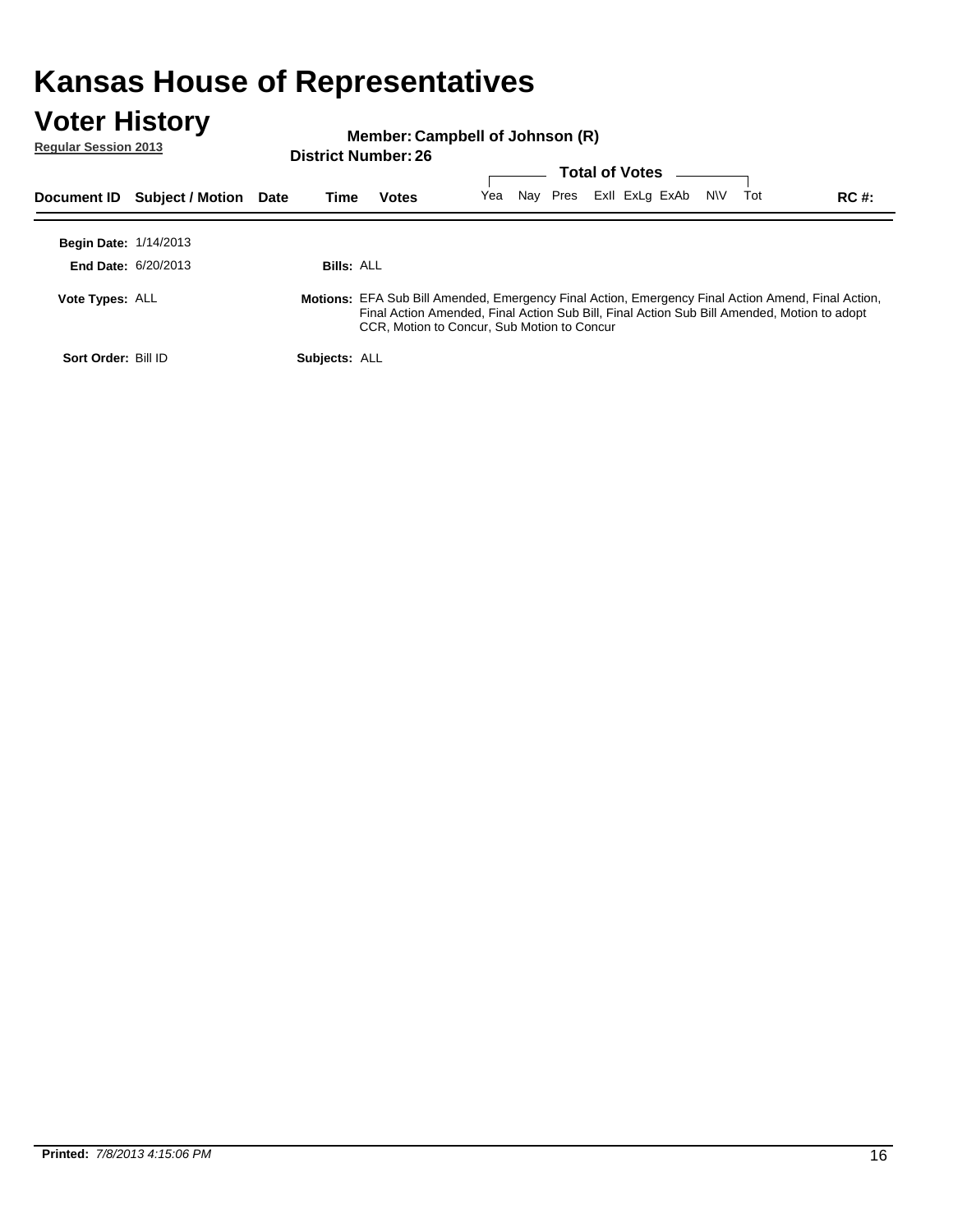# Kansas House of Representatives

## Voter History

**Regular Session 2013**

**Member: Campbell of Johnson (R)**

**District Number: 26**

| Document ID | Subject / Motion | Date | Time | Votes | Yea | Nay | Pres | ExII | ExLg | ExAb | N\V | Tot | RC #: |
|---|---|---|---|---|---|---|---|---|---|---|---|---|---|

**Begin Date:** 1/14/2013

**End Date:** 6/20/2013

**Bills:** ALL

**Vote Types:** ALL

**Motions:** EFA Sub Bill Amended, Emergency Final Action, Emergency Final Action Amend, Final Action, Final Action Amended, Final Action Sub Bill, Final Action Sub Bill Amended, Motion to adopt CCR, Motion to Concur, Sub Motion to Concur

**Sort Order:** Bill ID

**Subjects:** ALL

**Printed:** *7/8/2013 4:15:06 PM*